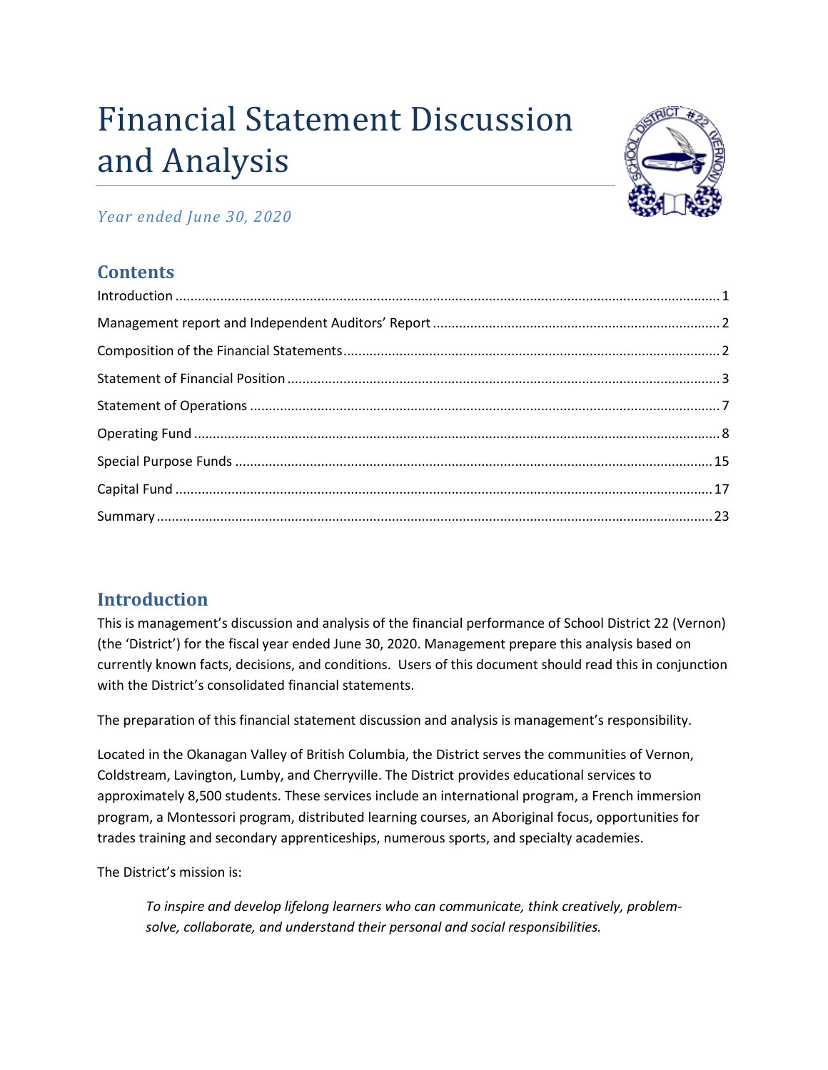# Financial Statement Discussion and Analysis

*Year ended June 30, 2020*

## Contents

Introduction ........................................................................................................................................ 1
Management report and Independent Auditors' Report ................................................................ 2
Composition of the Financial Statements ........................................................................................ 2
Statement of Financial Position ...................................................................................................... 3
Statement of Operations ................................................................................................................ 7
Operating Fund ............................................................................................................................... 8
Special Purpose Funds ................................................................................................................... 15
Capital Fund .................................................................................................................................. 17
Summary ....................................................................................................................................... 23

## Introduction

This is management's discussion and analysis of the financial performance of School District 22 (Vernon) (the 'District') for the fiscal year ended June 30, 2020. Management prepare this analysis based on currently known facts, decisions, and conditions. Users of this document should read this in conjunction with the District's consolidated financial statements.

The preparation of this financial statement discussion and analysis is management's responsibility.

Located in the Okanagan Valley of British Columbia, the District serves the communities of Vernon, Coldstream, Lavington, Lumby, and Cherryville. The District provides educational services to approximately 8,500 students. These services include an international program, a French immersion program, a Montessori program, distributed learning courses, an Aboriginal focus, opportunities for trades training and secondary apprenticeships, numerous sports, and specialty academies.

The District's mission is:

> *To inspire and develop lifelong learners who can communicate, think creatively, problem-solve, collaborate, and understand their personal and social responsibilities.*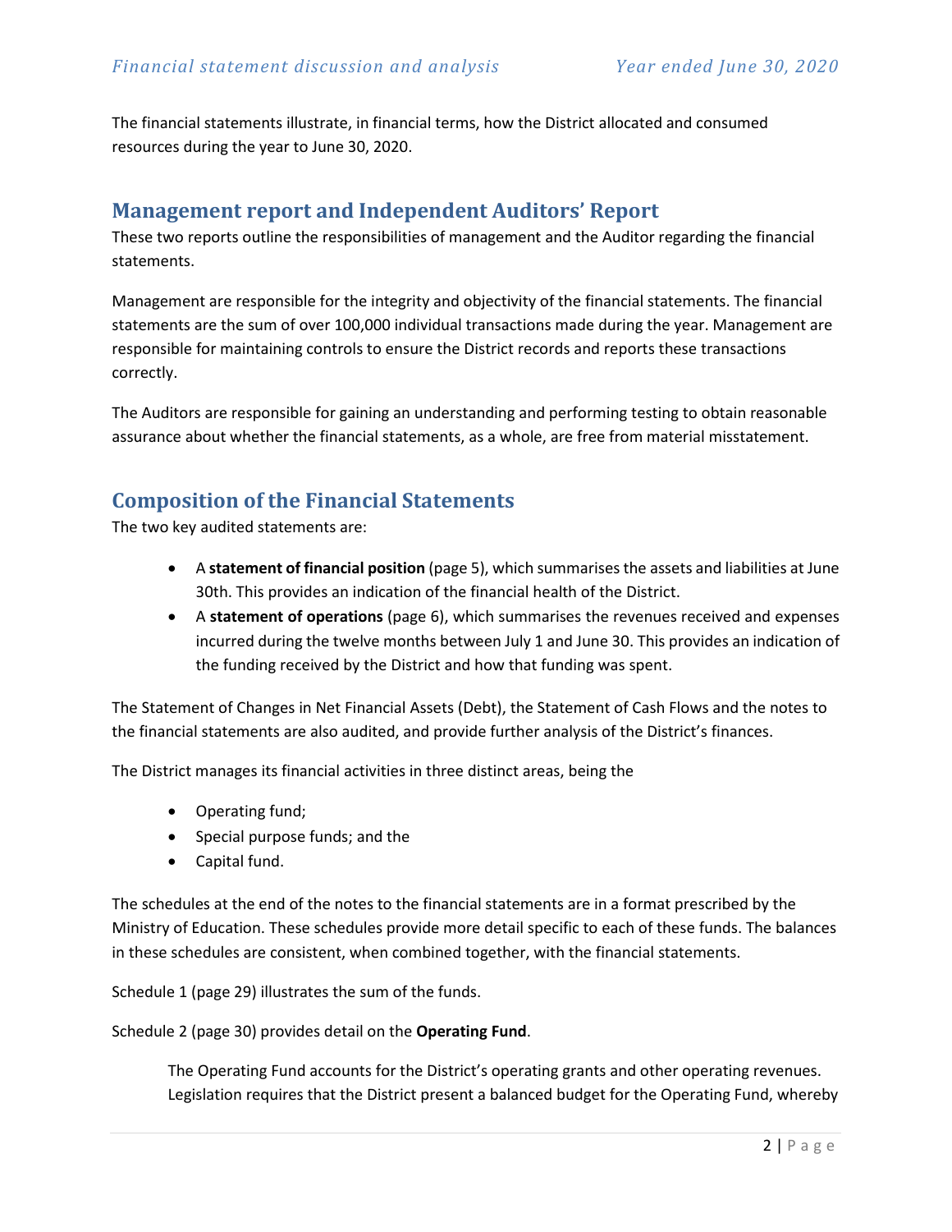The financial statements illustrate, in financial terms, how the District allocated and consumed resources during the year to June 30, 2020.

## Management report and Independent Auditors' Report

These two reports outline the responsibilities of management and the Auditor regarding the financial statements.

Management are responsible for the integrity and objectivity of the financial statements. The financial statements are the sum of over 100,000 individual transactions made during the year. Management are responsible for maintaining controls to ensure the District records and reports these transactions correctly.

The Auditors are responsible for gaining an understanding and performing testing to obtain reasonable assurance about whether the financial statements, as a whole, are free from material misstatement.

## Composition of the Financial Statements

The two key audited statements are:

- A **statement of financial position** (page 5), which summarises the assets and liabilities at June 30th. This provides an indication of the financial health of the District.
- A **statement of operations** (page 6), which summarises the revenues received and expenses incurred during the twelve months between July 1 and June 30. This provides an indication of the funding received by the District and how that funding was spent.

The Statement of Changes in Net Financial Assets (Debt), the Statement of Cash Flows and the notes to the financial statements are also audited, and provide further analysis of the District's finances.

The District manages its financial activities in three distinct areas, being the

- Operating fund;
- Special purpose funds; and the
- Capital fund.

The schedules at the end of the notes to the financial statements are in a format prescribed by the Ministry of Education. These schedules provide more detail specific to each of these funds. The balances in these schedules are consistent, when combined together, with the financial statements.

Schedule 1 (page 29) illustrates the sum of the funds.

Schedule 2 (page 30) provides detail on the **Operating Fund**.

> The Operating Fund accounts for the District's operating grants and other operating revenues. Legislation requires that the District present a balanced budget for the Operating Fund, whereby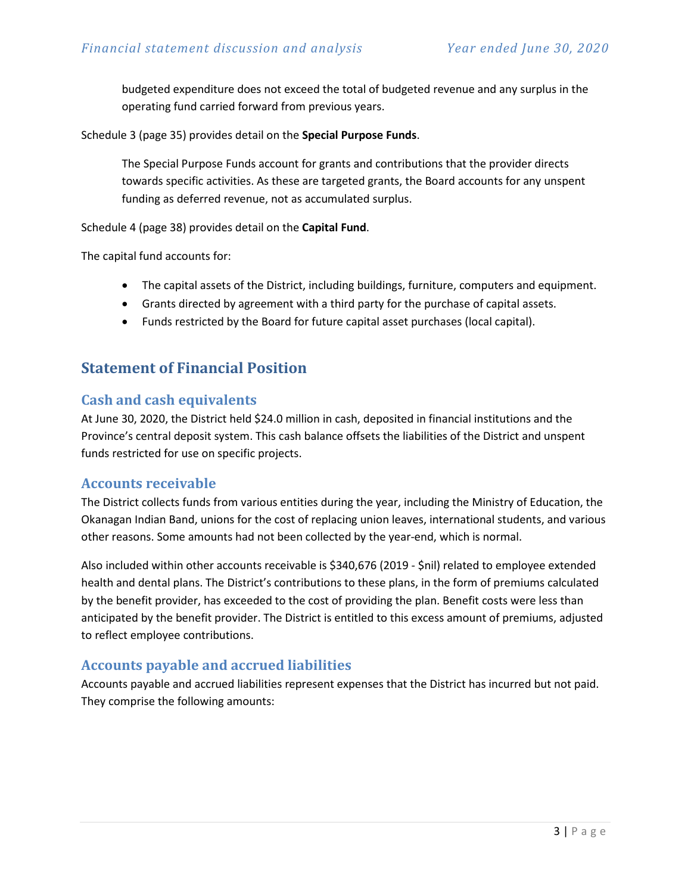budgeted expenditure does not exceed the total of budgeted revenue and any surplus in the operating fund carried forward from previous years.

Schedule 3 (page 35) provides detail on the **Special Purpose Funds**.

The Special Purpose Funds account for grants and contributions that the provider directs towards specific activities. As these are targeted grants, the Board accounts for any unspent funding as deferred revenue, not as accumulated surplus.

Schedule 4 (page 38) provides detail on the **Capital Fund**.

The capital fund accounts for:

- The capital assets of the District, including buildings, furniture, computers and equipment.
- Grants directed by agreement with a third party for the purchase of capital assets.
- Funds restricted by the Board for future capital asset purchases (local capital).

## Statement of Financial Position

### Cash and cash equivalents

At June 30, 2020, the District held $24.0 million in cash, deposited in financial institutions and the Province's central deposit system. This cash balance offsets the liabilities of the District and unspent funds restricted for use on specific projects.

### Accounts receivable

The District collects funds from various entities during the year, including the Ministry of Education, the Okanagan Indian Band, unions for the cost of replacing union leaves, international students, and various other reasons. Some amounts had not been collected by the year-end, which is normal.

Also included within other accounts receivable is $340,676 (2019 - $nil) related to employee extended health and dental plans. The District's contributions to these plans, in the form of premiums calculated by the benefit provider, has exceeded to the cost of providing the plan. Benefit costs were less than anticipated by the benefit provider. The District is entitled to this excess amount of premiums, adjusted to reflect employee contributions.

### Accounts payable and accrued liabilities

Accounts payable and accrued liabilities represent expenses that the District has incurred but not paid. They comprise the following amounts: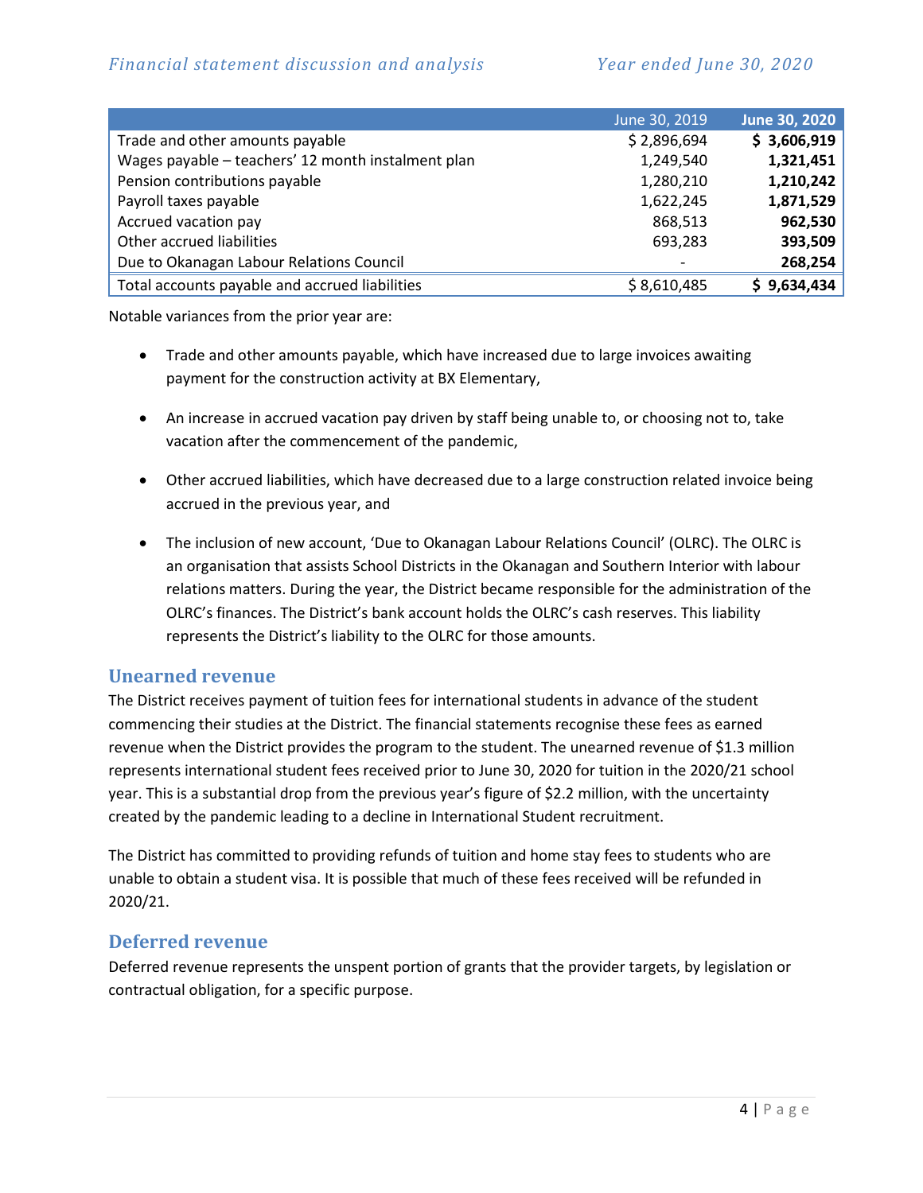| | June 30, 2019 | June 30, 2020 |
|---|---|---|
| Trade and other amounts payable | $ 2,896,694 | **$ 3,606,919** |
| Wages payable – teachers' 12 month instalment plan | 1,249,540 | **1,321,451** |
| Pension contributions payable | 1,280,210 | **1,210,242** |
| Payroll taxes payable | 1,622,245 | **1,871,529** |
| Accrued vacation pay | 868,513 | **962,530** |
| Other accrued liabilities | 693,283 | **393,509** |
| Due to Okanagan Labour Relations Council | - | **268,254** |
| Total accounts payable and accrued liabilities | $ 8,610,485 | **$ 9,634,434** |

Notable variances from the prior year are:

- Trade and other amounts payable, which have increased due to large invoices awaiting payment for the construction activity at BX Elementary,
- An increase in accrued vacation pay driven by staff being unable to, or choosing not to, take vacation after the commencement of the pandemic,
- Other accrued liabilities, which have decreased due to a large construction related invoice being accrued in the previous year, and
- The inclusion of new account, 'Due to Okanagan Labour Relations Council' (OLRC). The OLRC is an organisation that assists School Districts in the Okanagan and Southern Interior with labour relations matters. During the year, the District became responsible for the administration of the OLRC's finances. The District's bank account holds the OLRC's cash reserves. This liability represents the District's liability to the OLRC for those amounts.

## Unearned revenue

The District receives payment of tuition fees for international students in advance of the student commencing their studies at the District. The financial statements recognise these fees as earned revenue when the District provides the program to the student. The unearned revenue of $1.3 million represents international student fees received prior to June 30, 2020 for tuition in the 2020/21 school year. This is a substantial drop from the previous year's figure of $2.2 million, with the uncertainty created by the pandemic leading to a decline in International Student recruitment.

The District has committed to providing refunds of tuition and home stay fees to students who are unable to obtain a student visa. It is possible that much of these fees received will be refunded in 2020/21.

## Deferred revenue

Deferred revenue represents the unspent portion of grants that the provider targets, by legislation or contractual obligation, for a specific purpose.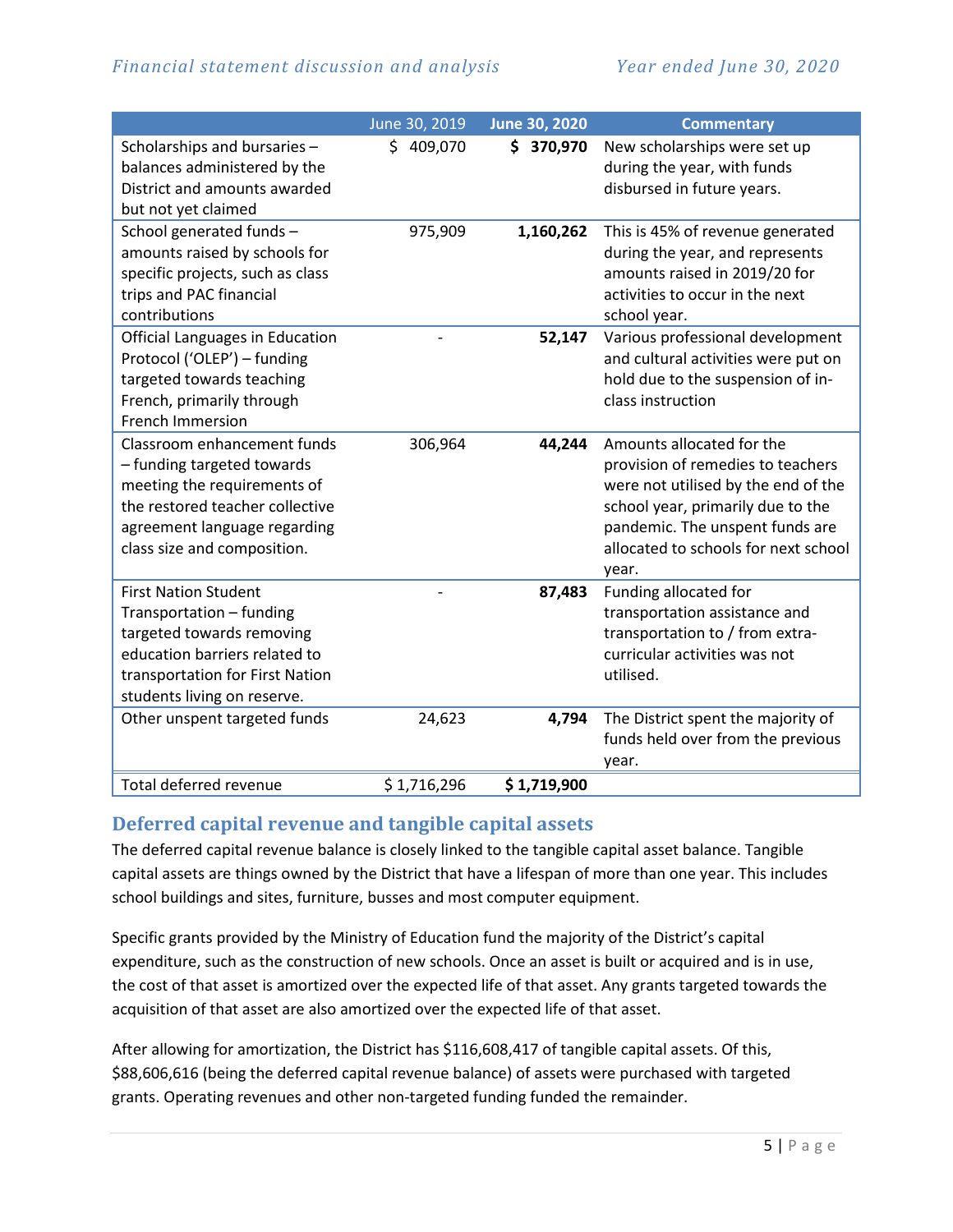| | June 30, 2019 | June 30, 2020 | Commentary |
|---|---|---|---|
| Scholarships and bursaries – balances administered by the District and amounts awarded but not yet claimed | $ 409,070 | **$ 370,970** | New scholarships were set up during the year, with funds disbursed in future years. |
| School generated funds – amounts raised by schools for specific projects, such as class trips and PAC financial contributions | 975,909 | **1,160,262** | This is 45% of revenue generated during the year, and represents amounts raised in 2019/20 for activities to occur in the next school year. |
| Official Languages in Education Protocol ('OLEP') – funding targeted towards teaching French, primarily through French Immersion | - | **52,147** | Various professional development and cultural activities were put on hold due to the suspension of in-class instruction |
| Classroom enhancement funds – funding targeted towards meeting the requirements of the restored teacher collective agreement language regarding class size and composition. | 306,964 | **44,244** | Amounts allocated for the provision of remedies to teachers were not utilised by the end of the school year, primarily due to the pandemic. The unspent funds are allocated to schools for next school year. |
| First Nation Student Transportation – funding targeted towards removing education barriers related to transportation for First Nation students living on reserve. | - | **87,483** | Funding allocated for transportation assistance and transportation to / from extra-curricular activities was not utilised. |
| Other unspent targeted funds | 24,623 | **4,794** | The District spent the majority of funds held over from the previous year. |
| Total deferred revenue | $ 1,716,296 | **$ 1,719,900** | |

## Deferred capital revenue and tangible capital assets

The deferred capital revenue balance is closely linked to the tangible capital asset balance. Tangible capital assets are things owned by the District that have a lifespan of more than one year. This includes school buildings and sites, furniture, busses and most computer equipment.

Specific grants provided by the Ministry of Education fund the majority of the District's capital expenditure, such as the construction of new schools. Once an asset is built or acquired and is in use, the cost of that asset is amortized over the expected life of that asset. Any grants targeted towards the acquisition of that asset are also amortized over the expected life of that asset.

After allowing for amortization, the District has $116,608,417 of tangible capital assets. Of this, $88,606,616 (being the deferred capital revenue balance) of assets were purchased with targeted grants. Operating revenues and other non-targeted funding funded the remainder.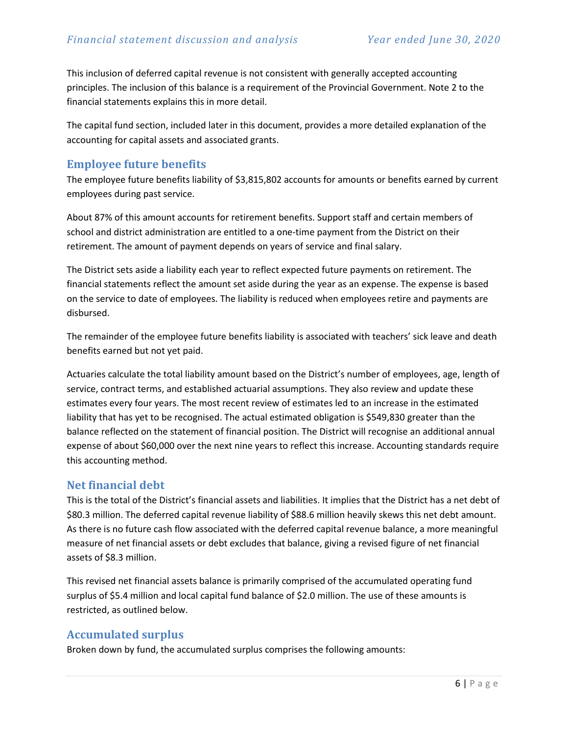This inclusion of deferred capital revenue is not consistent with generally accepted accounting principles. The inclusion of this balance is a requirement of the Provincial Government. Note 2 to the financial statements explains this in more detail.

The capital fund section, included later in this document, provides a more detailed explanation of the accounting for capital assets and associated grants.

## Employee future benefits

The employee future benefits liability of $3,815,802 accounts for amounts or benefits earned by current employees during past service.

About 87% of this amount accounts for retirement benefits. Support staff and certain members of school and district administration are entitled to a one-time payment from the District on their retirement. The amount of payment depends on years of service and final salary.

The District sets aside a liability each year to reflect expected future payments on retirement. The financial statements reflect the amount set aside during the year as an expense. The expense is based on the service to date of employees. The liability is reduced when employees retire and payments are disbursed.

The remainder of the employee future benefits liability is associated with teachers' sick leave and death benefits earned but not yet paid.

Actuaries calculate the total liability amount based on the District's number of employees, age, length of service, contract terms, and established actuarial assumptions. They also review and update these estimates every four years. The most recent review of estimates led to an increase in the estimated liability that has yet to be recognised. The actual estimated obligation is $549,830 greater than the balance reflected on the statement of financial position. The District will recognise an additional annual expense of about $60,000 over the next nine years to reflect this increase. Accounting standards require this accounting method.

## Net financial debt

This is the total of the District's financial assets and liabilities. It implies that the District has a net debt of $80.3 million. The deferred capital revenue liability of $88.6 million heavily skews this net debt amount. As there is no future cash flow associated with the deferred capital revenue balance, a more meaningful measure of net financial assets or debt excludes that balance, giving a revised figure of net financial assets of $8.3 million.

This revised net financial assets balance is primarily comprised of the accumulated operating fund surplus of $5.4 million and local capital fund balance of $2.0 million. The use of these amounts is restricted, as outlined below.

## Accumulated surplus

Broken down by fund, the accumulated surplus comprises the following amounts: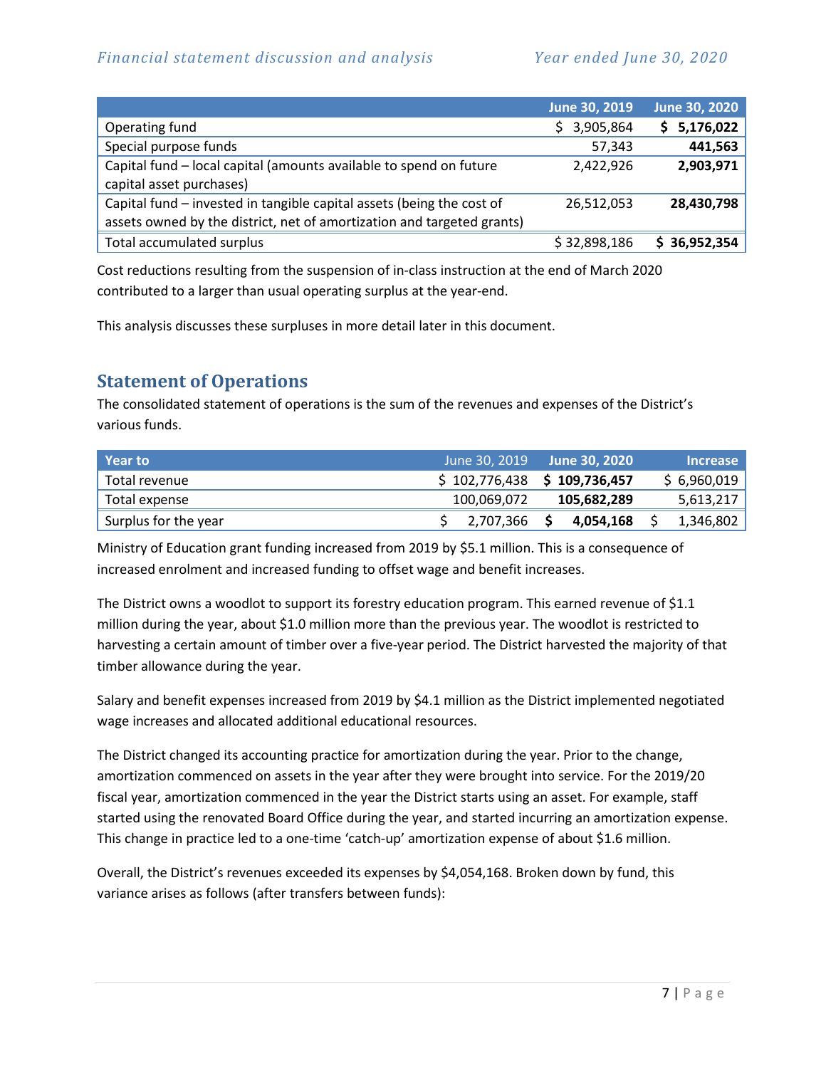| | June 30, 2019 | June 30, 2020 |
|---|---|---|
| Operating fund | $ 3,905,864 | **$ 5,176,022** |
| Special purpose funds | 57,343 | **441,563** |
| Capital fund – local capital (amounts available to spend on future capital asset purchases) | 2,422,926 | **2,903,971** |
| Capital fund – invested in tangible capital assets (being the cost of assets owned by the district, net of amortization and targeted grants) | 26,512,053 | **28,430,798** |
| Total accumulated surplus | $ 32,898,186 | **$ 36,952,354** |

Cost reductions resulting from the suspension of in-class instruction at the end of March 2020 contributed to a larger than usual operating surplus at the year-end.

This analysis discusses these surpluses in more detail later in this document.

## Statement of Operations

The consolidated statement of operations is the sum of the revenues and expenses of the District's various funds.

| Year to | June 30, 2019 | June 30, 2020 | Increase |
|---|---|---|---|
| Total revenue | $ 102,776,438 | **$ 109,736,457** | $ 6,960,019 |
| Total expense | 100,069,072 | **105,682,289** | 5,613,217 |
| Surplus for the year | $ 2,707,366 | **$ 4,054,168** | $ 1,346,802 |

Ministry of Education grant funding increased from 2019 by $5.1 million. This is a consequence of increased enrolment and increased funding to offset wage and benefit increases.

The District owns a woodlot to support its forestry education program. This earned revenue of $1.1 million during the year, about $1.0 million more than the previous year. The woodlot is restricted to harvesting a certain amount of timber over a five-year period. The District harvested the majority of that timber allowance during the year.

Salary and benefit expenses increased from 2019 by $4.1 million as the District implemented negotiated wage increases and allocated additional educational resources.

The District changed its accounting practice for amortization during the year. Prior to the change, amortization commenced on assets in the year after they were brought into service. For the 2019/20 fiscal year, amortization commenced in the year the District starts using an asset. For example, staff started using the renovated Board Office during the year, and started incurring an amortization expense. This change in practice led to a one-time 'catch-up' amortization expense of about $1.6 million.

Overall, the District's revenues exceeded its expenses by $4,054,168. Broken down by fund, this variance arises as follows (after transfers between funds):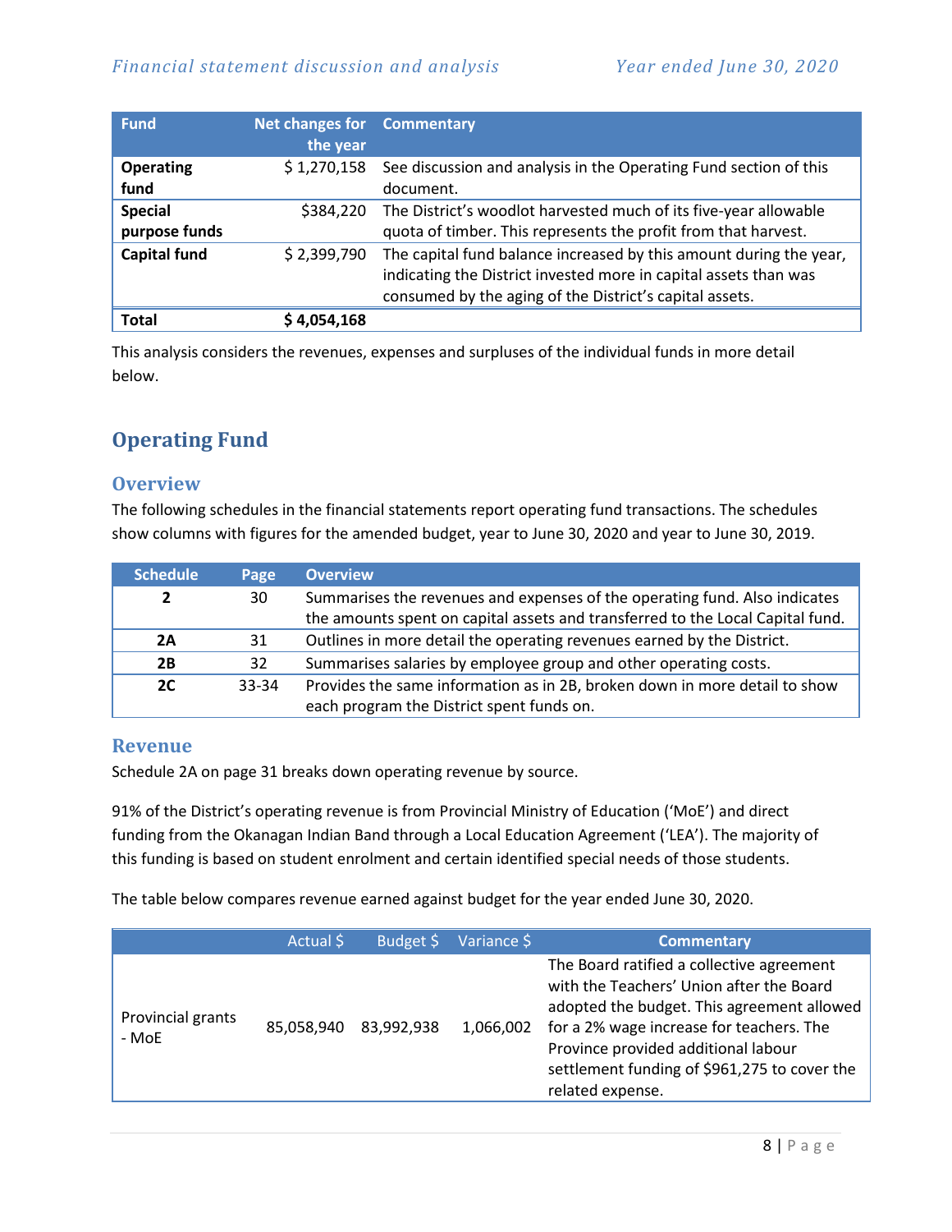| Fund | Net changes for the year | Commentary |
|---|---|---|
| **Operating fund** | $ 1,270,158 | See discussion and analysis in the Operating Fund section of this document. |
| **Special purpose funds** | $384,220 | The District's woodlot harvested much of its five-year allowable quota of timber. This represents the profit from that harvest. |
| **Capital fund** | $ 2,399,790 | The capital fund balance increased by this amount during the year, indicating the District invested more in capital assets than was consumed by the aging of the District's capital assets. |
| **Total** | **$ 4,054,168** | |

This analysis considers the revenues, expenses and surpluses of the individual funds in more detail below.

## Operating Fund

### Overview

The following schedules in the financial statements report operating fund transactions. The schedules show columns with figures for the amended budget, year to June 30, 2020 and year to June 30, 2019.

| Schedule | Page | Overview |
|---|---|---|
| **2** | 30 | Summarises the revenues and expenses of the operating fund. Also indicates the amounts spent on capital assets and transferred to the Local Capital fund. |
| **2A** | 31 | Outlines in more detail the operating revenues earned by the District. |
| **2B** | 32 | Summarises salaries by employee group and other operating costs. |
| **2C** | 33-34 | Provides the same information as in 2B, broken down in more detail to show each program the District spent funds on. |

### Revenue

Schedule 2A on page 31 breaks down operating revenue by source.

91% of the District's operating revenue is from Provincial Ministry of Education ('MoE') and direct funding from the Okanagan Indian Band through a Local Education Agreement ('LEA'). The majority of this funding is based on student enrolment and certain identified special needs of those students.

The table below compares revenue earned against budget for the year ended June 30, 2020.

| | Actual $ | Budget $ | Variance $ | Commentary |
|---|---|---|---|---|
| Provincial grants - MoE | 85,058,940 | 83,992,938 | 1,066,002 | The Board ratified a collective agreement with the Teachers' Union after the Board adopted the budget. This agreement allowed for a 2% wage increase for teachers. The Province provided additional labour settlement funding of $961,275 to cover the related expense. |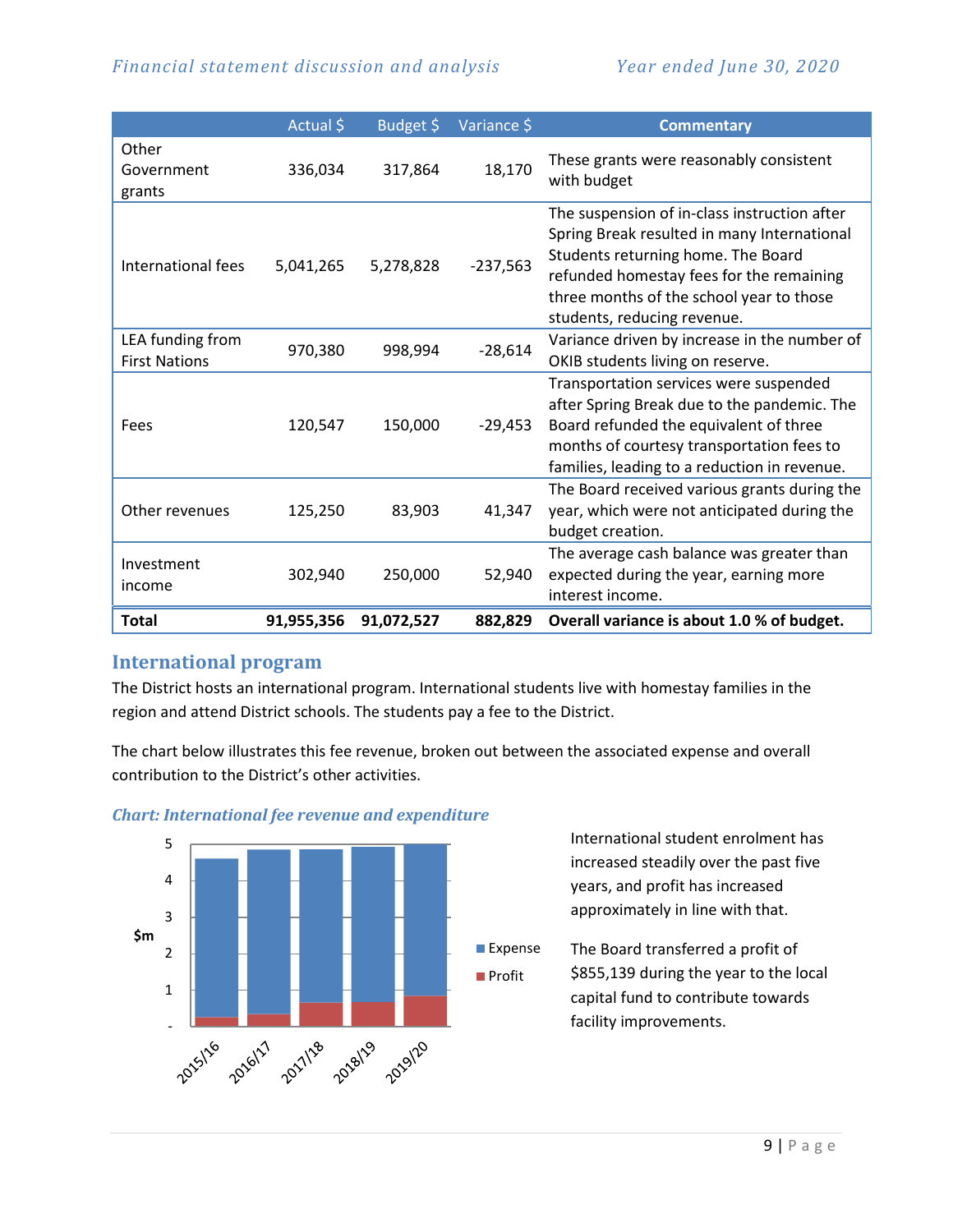|  | Actual $ | Budget $ | Variance $ | Commentary |
|---|---|---|---|---|
| Other Government grants | 336,034 | 317,864 | 18,170 | These grants were reasonably consistent with budget |
| International fees | 5,041,265 | 5,278,828 | -237,563 | The suspension of in-class instruction after Spring Break resulted in many International Students returning home. The Board refunded homestay fees for the remaining three months of the school year to those students, reducing revenue. |
| LEA funding from First Nations | 970,380 | 998,994 | -28,614 | Variance driven by increase in the number of OKIB students living on reserve. |
| Fees | 120,547 | 150,000 | -29,453 | Transportation services were suspended after Spring Break due to the pandemic. The Board refunded the equivalent of three months of courtesy transportation fees to families, leading to a reduction in revenue. |
| Other revenues | 125,250 | 83,903 | 41,347 | The Board received various grants during the year, which were not anticipated during the budget creation. |
| Investment income | 302,940 | 250,000 | 52,940 | The average cash balance was greater than expected during the year, earning more interest income. |
| **Total** | **91,955,356** | **91,072,527** | **882,829** | **Overall variance is about 1.0 % of budget.** |

## International program

The District hosts an international program. International students live with homestay families in the region and attend District schools. The students pay a fee to the District.

The chart below illustrates this fee revenue, broken out between the associated expense and overall contribution to the District's other activities.

### *Chart: International fee revenue and expenditure*

International student enrolment has increased steadily over the past five years, and profit has increased approximately in line with that.

The Board transferred a profit of $855,139 during the year to the local capital fund to contribute towards facility improvements.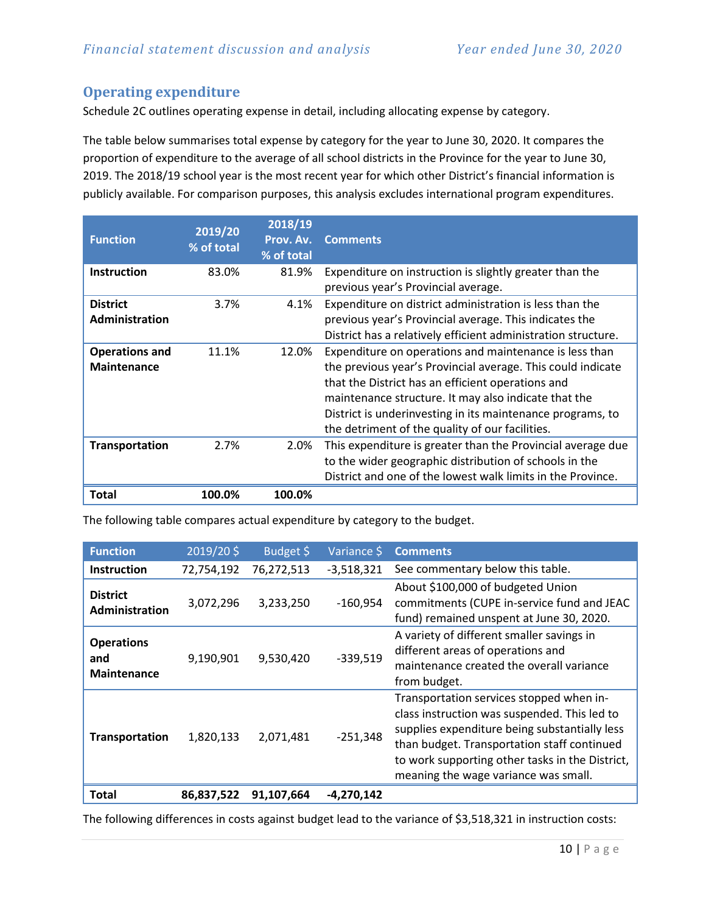## Operating expenditure

Schedule 2C outlines operating expense in detail, including allocating expense by category.

The table below summarises total expense by category for the year to June 30, 2020. It compares the proportion of expenditure to the average of all school districts in the Province for the year to June 30, 2019. The 2018/19 school year is the most recent year for which other District's financial information is publicly available. For comparison purposes, this analysis excludes international program expenditures.

| Function | 2019/20 % of total | 2018/19 Prov. Av. % of total | Comments |
|---|---|---|---|
| **Instruction** | 83.0% | 81.9% | Expenditure on instruction is slightly greater than the previous year's Provincial average. |
| **District Administration** | 3.7% | 4.1% | Expenditure on district administration is less than the previous year's Provincial average. This indicates the District has a relatively efficient administration structure. |
| **Operations and Maintenance** | 11.1% | 12.0% | Expenditure on operations and maintenance is less than the previous year's Provincial average. This could indicate that the District has an efficient operations and maintenance structure. It may also indicate that the District is underinvesting in its maintenance programs, to the detriment of the quality of our facilities. |
| **Transportation** | 2.7% | 2.0% | This expenditure is greater than the Provincial average due to the wider geographic distribution of schools in the District and one of the lowest walk limits in the Province. |
| **Total** | **100.0%** | **100.0%** | |

The following table compares actual expenditure by category to the budget.

| Function | 2019/20 $ | Budget $ | Variance $ | Comments |
|---|---|---|---|---|
| **Instruction** | 72,754,192 | 76,272,513 | -3,518,321 | See commentary below this table. |
| **District Administration** | 3,072,296 | 3,233,250 | -160,954 | About $100,000 of budgeted Union commitments (CUPE in-service fund and JEAC fund) remained unspent at June 30, 2020. |
| **Operations and Maintenance** | 9,190,901 | 9,530,420 | -339,519 | A variety of different smaller savings in different areas of operations and maintenance created the overall variance from budget. |
| **Transportation** | 1,820,133 | 2,071,481 | -251,348 | Transportation services stopped when in-class instruction was suspended. This led to supplies expenditure being substantially less than budget. Transportation staff continued to work supporting other tasks in the District, meaning the wage variance was small. |
| **Total** | **86,837,522** | **91,107,664** | **-4,270,142** | |

The following differences in costs against budget lead to the variance of $3,518,321 in instruction costs: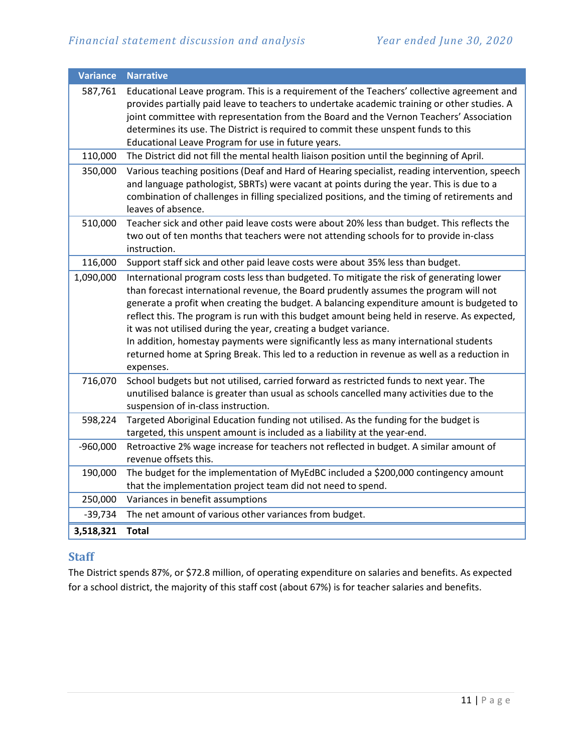| Variance | Narrative |
|---|---|
| 587,761 | Educational Leave program. This is a requirement of the Teachers' collective agreement and provides partially paid leave to teachers to undertake academic training or other studies. A joint committee with representation from the Board and the Vernon Teachers' Association determines its use. The District is required to commit these unspent funds to this Educational Leave Program for use in future years. |
| 110,000 | The District did not fill the mental health liaison position until the beginning of April. |
| 350,000 | Various teaching positions (Deaf and Hard of Hearing specialist, reading intervention, speech and language pathologist, SBRTs) were vacant at points during the year. This is due to a combination of challenges in filling specialized positions, and the timing of retirements and leaves of absence. |
| 510,000 | Teacher sick and other paid leave costs were about 20% less than budget. This reflects the two out of ten months that teachers were not attending schools for to provide in-class instruction. |
| 116,000 | Support staff sick and other paid leave costs were about 35% less than budget. |
| 1,090,000 | International program costs less than budgeted. To mitigate the risk of generating lower than forecast international revenue, the Board prudently assumes the program will not generate a profit when creating the budget. A balancing expenditure amount is budgeted to reflect this. The program is run with this budget amount being held in reserve. As expected, it was not utilised during the year, creating a budget variance.<br>In addition, homestay payments were significantly less as many international students returned home at Spring Break. This led to a reduction in revenue as well as a reduction in expenses. |
| 716,070 | School budgets but not utilised, carried forward as restricted funds to next year. The unutilised balance is greater than usual as schools cancelled many activities due to the suspension of in-class instruction. |
| 598,224 | Targeted Aboriginal Education funding not utilised. As the funding for the budget is targeted, this unspent amount is included as a liability at the year-end. |
| -960,000 | Retroactive 2% wage increase for teachers not reflected in budget. A similar amount of revenue offsets this. |
| 190,000 | The budget for the implementation of MyEdBC included a $200,000 contingency amount that the implementation project team did not need to spend. |
| 250,000 | Variances in benefit assumptions |
| -39,734 | The net amount of various other variances from budget. |
| **3,518,321** | **Total** |

## Staff

The District spends 87%, or $72.8 million, of operating expenditure on salaries and benefits. As expected for a school district, the majority of this staff cost (about 67%) is for teacher salaries and benefits.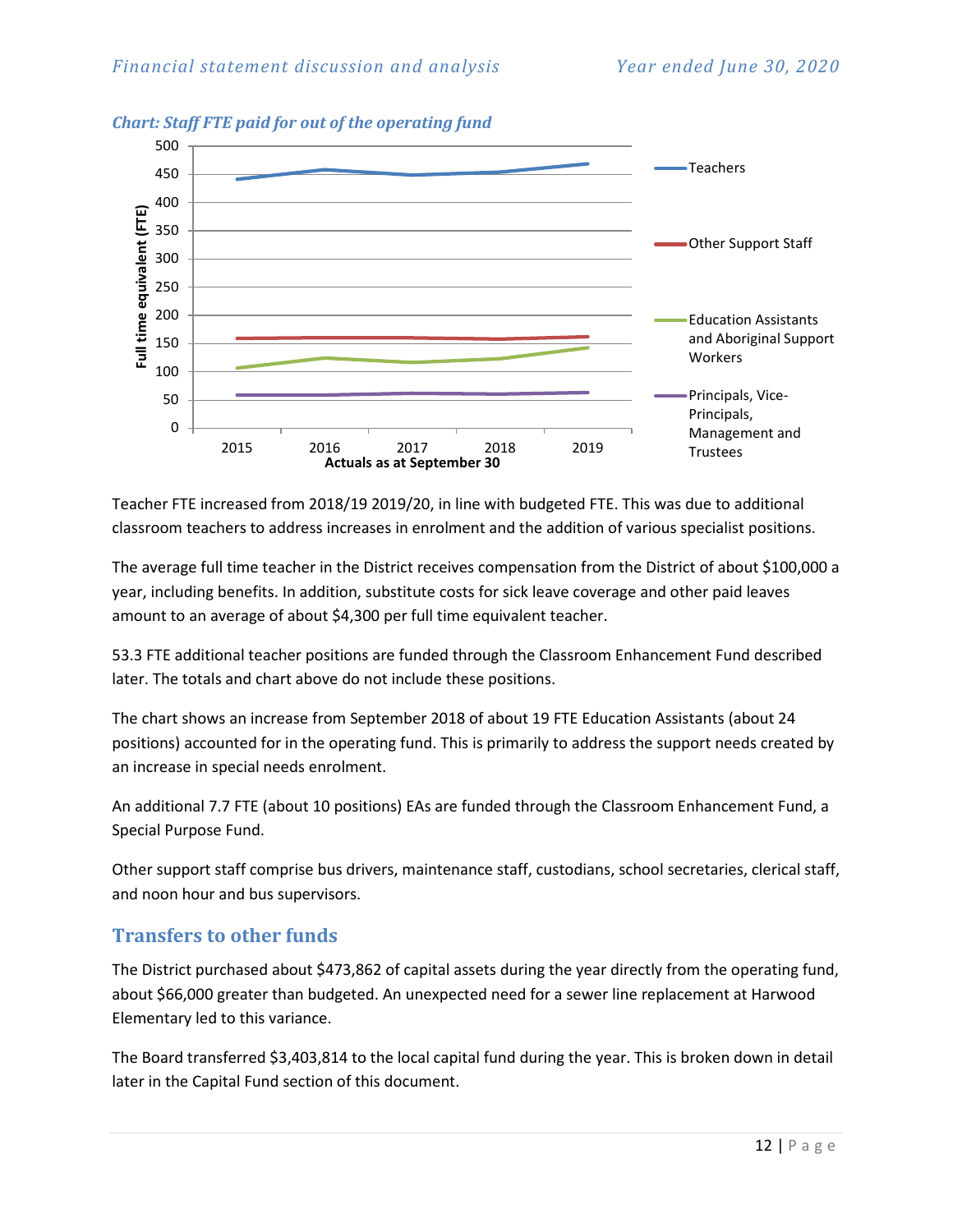*Chart: Staff FTE paid for out of the operating fund*

Teacher FTE increased from 2018/19 2019/20, in line with budgeted FTE. This was due to additional classroom teachers to address increases in enrolment and the addition of various specialist positions.

The average full time teacher in the District receives compensation from the District of about $100,000 a year, including benefits. In addition, substitute costs for sick leave coverage and other paid leaves amount to an average of about $4,300 per full time equivalent teacher.

53.3 FTE additional teacher positions are funded through the Classroom Enhancement Fund described later. The totals and chart above do not include these positions.

The chart shows an increase from September 2018 of about 19 FTE Education Assistants (about 24 positions) accounted for in the operating fund. This is primarily to address the support needs created by an increase in special needs enrolment.

An additional 7.7 FTE (about 10 positions) EAs are funded through the Classroom Enhancement Fund, a Special Purpose Fund.

Other support staff comprise bus drivers, maintenance staff, custodians, school secretaries, clerical staff, and noon hour and bus supervisors.

## Transfers to other funds

The District purchased about $473,862 of capital assets during the year directly from the operating fund, about $66,000 greater than budgeted. An unexpected need for a sewer line replacement at Harwood Elementary led to this variance.

The Board transferred $3,403,814 to the local capital fund during the year. This is broken down in detail later in the Capital Fund section of this document.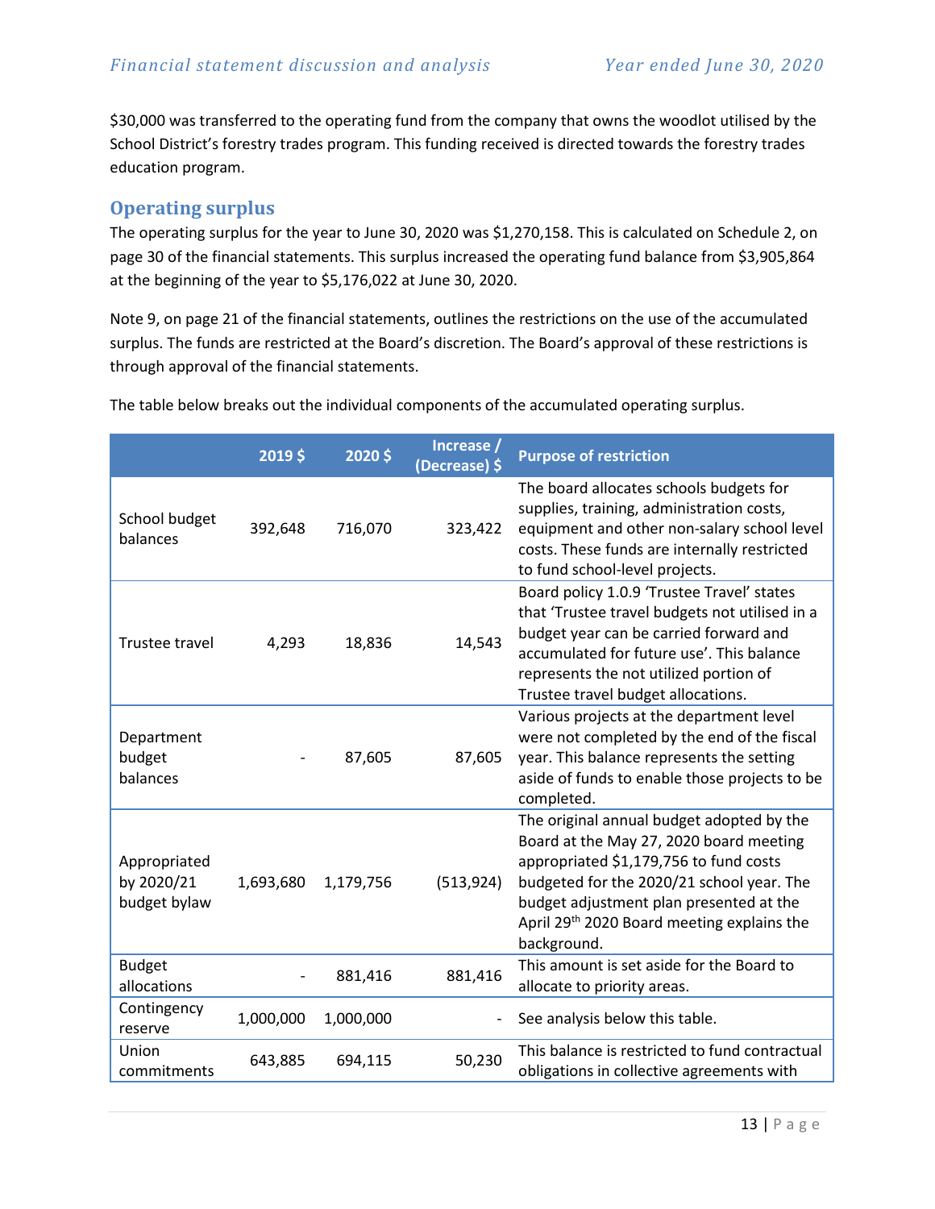$30,000 was transferred to the operating fund from the company that owns the woodlot utilised by the School District's forestry trades program. This funding received is directed towards the forestry trades education program.

## Operating surplus

The operating surplus for the year to June 30, 2020 was $1,270,158. This is calculated on Schedule 2, on page 30 of the financial statements. This surplus increased the operating fund balance from $3,905,864 at the beginning of the year to $5,176,022 at June 30, 2020.

Note 9, on page 21 of the financial statements, outlines the restrictions on the use of the accumulated surplus. The funds are restricted at the Board's discretion. The Board's approval of these restrictions is through approval of the financial statements.

The table below breaks out the individual components of the accumulated operating surplus.

| | 2019 $ | 2020 $ | Increase / (Decrease) $ | Purpose of restriction |
|---|---|---|---|---|
| School budget balances | 392,648 | 716,070 | 323,422 | The board allocates schools budgets for supplies, training, administration costs, equipment and other non-salary school level costs. These funds are internally restricted to fund school-level projects. |
| Trustee travel | 4,293 | 18,836 | 14,543 | Board policy 1.0.9 'Trustee Travel' states that 'Trustee travel budgets not utilised in a budget year can be carried forward and accumulated for future use'. This balance represents the not utilized portion of Trustee travel budget allocations. |
| Department budget balances | - | 87,605 | 87,605 | Various projects at the department level were not completed by the end of the fiscal year. This balance represents the setting aside of funds to enable those projects to be completed. |
| Appropriated by 2020/21 budget bylaw | 1,693,680 | 1,179,756 | (513,924) | The original annual budget adopted by the Board at the May 27, 2020 board meeting appropriated $1,179,756 to fund costs budgeted for the 2020/21 school year. The budget adjustment plan presented at the April 29th 2020 Board meeting explains the background. |
| Budget allocations | - | 881,416 | 881,416 | This amount is set aside for the Board to allocate to priority areas. |
| Contingency reserve | 1,000,000 | 1,000,000 | - | See analysis below this table. |
| Union commitments | 643,885 | 694,115 | 50,230 | This balance is restricted to fund contractual obligations in collective agreements with |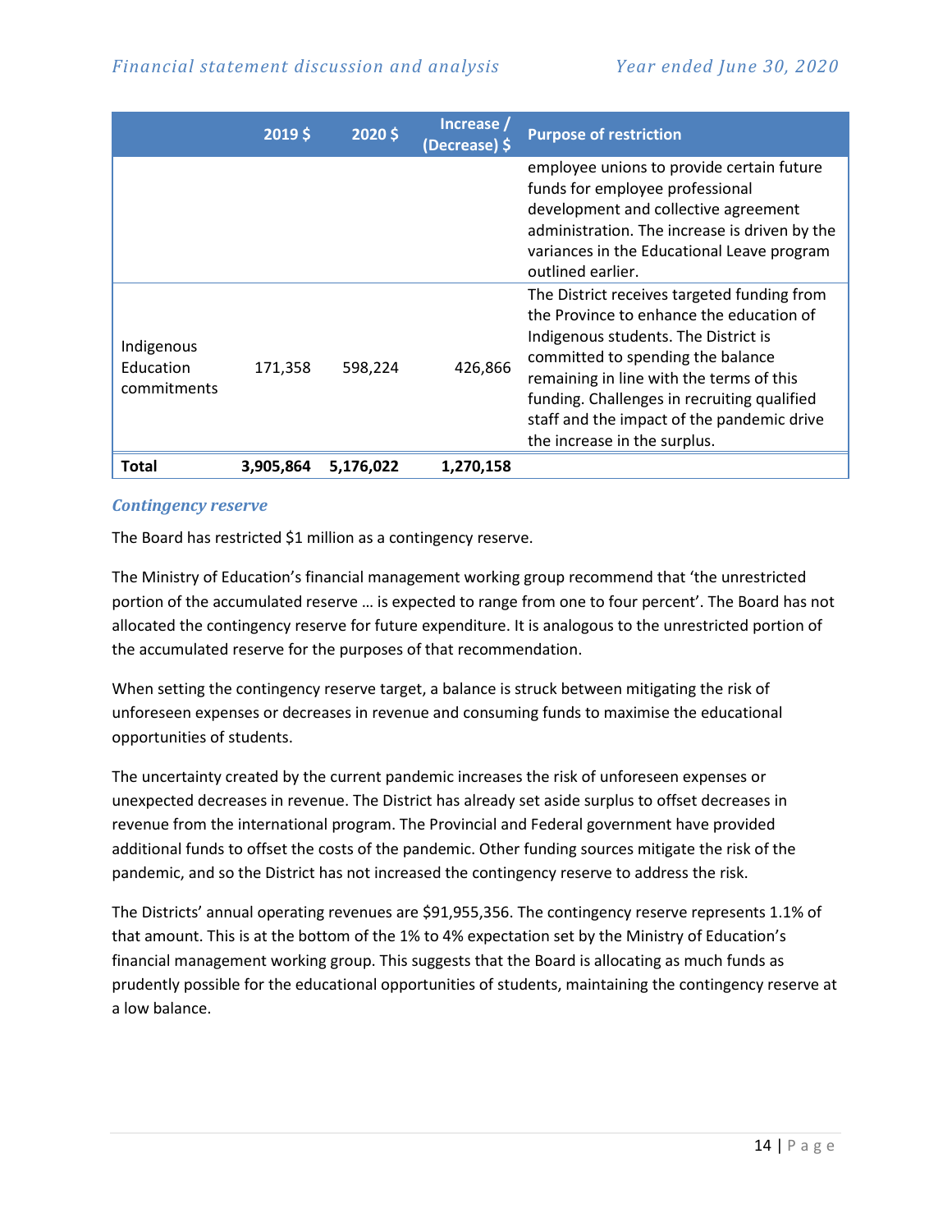|  | 2019 $ | 2020 $ | Increase / (Decrease) $ | Purpose of restriction |
|---|---|---|---|---|
|  |  |  |  | employee unions to provide certain future funds for employee professional development and collective agreement administration. The increase is driven by the variances in the Educational Leave program outlined earlier. |
| Indigenous Education commitments | 171,358 | 598,224 | 426,866 | The District receives targeted funding from the Province to enhance the education of Indigenous students. The District is committed to spending the balance remaining in line with the terms of this funding. Challenges in recruiting qualified staff and the impact of the pandemic drive the increase in the surplus. |
| **Total** | **3,905,864** | **5,176,022** | **1,270,158** |  |

### *Contingency reserve*

The Board has restricted $1 million as a contingency reserve.

The Ministry of Education's financial management working group recommend that 'the unrestricted portion of the accumulated reserve … is expected to range from one to four percent'. The Board has not allocated the contingency reserve for future expenditure. It is analogous to the unrestricted portion of the accumulated reserve for the purposes of that recommendation.

When setting the contingency reserve target, a balance is struck between mitigating the risk of unforeseen expenses or decreases in revenue and consuming funds to maximise the educational opportunities of students.

The uncertainty created by the current pandemic increases the risk of unforeseen expenses or unexpected decreases in revenue. The District has already set aside surplus to offset decreases in revenue from the international program. The Provincial and Federal government have provided additional funds to offset the costs of the pandemic. Other funding sources mitigate the risk of the pandemic, and so the District has not increased the contingency reserve to address the risk.

The Districts' annual operating revenues are $91,955,356. The contingency reserve represents 1.1% of that amount. This is at the bottom of the 1% to 4% expectation set by the Ministry of Education's financial management working group. This suggests that the Board is allocating as much funds as prudently possible for the educational opportunities of students, maintaining the contingency reserve at a low balance.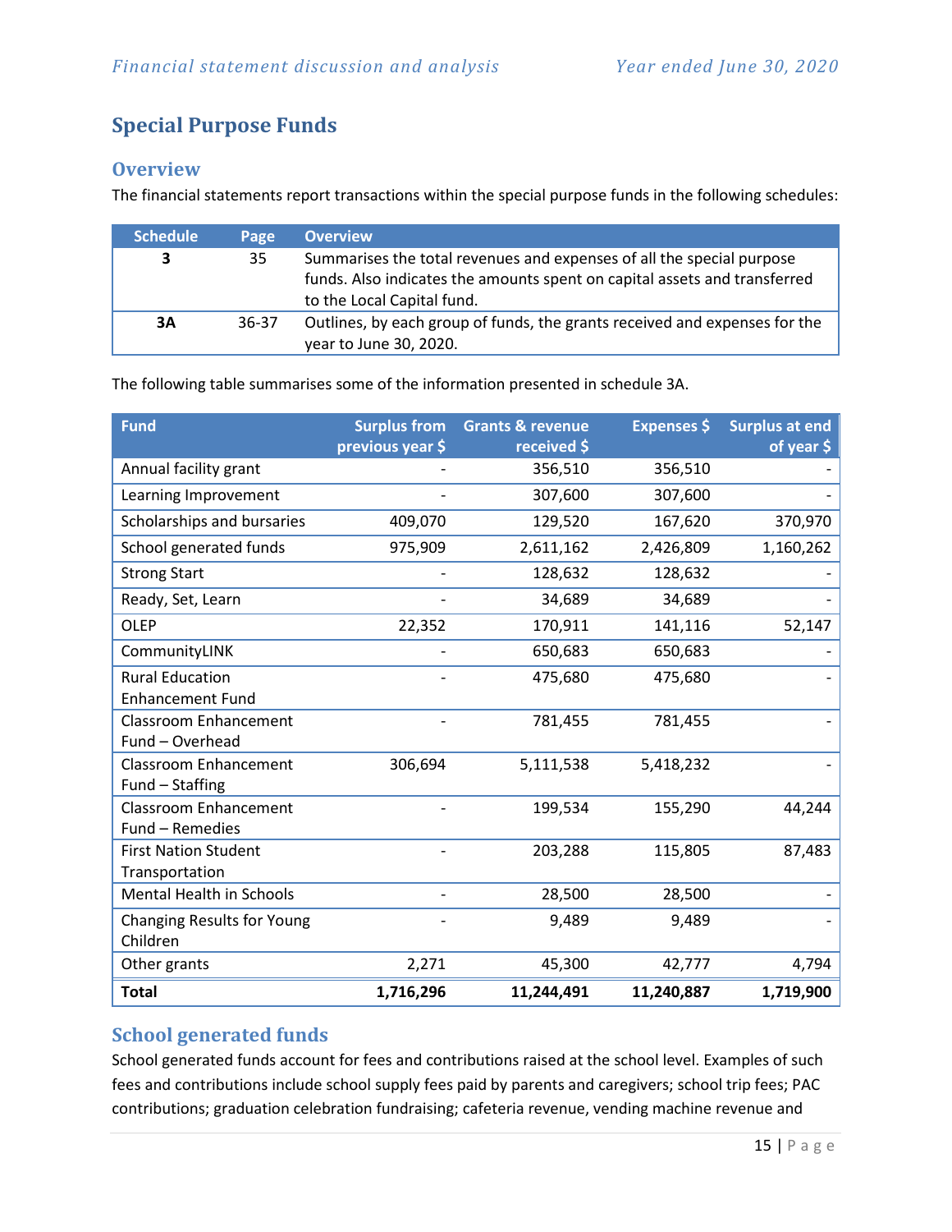## Special Purpose Funds

### Overview

The financial statements report transactions within the special purpose funds in the following schedules:

| Schedule | Page | Overview |
|---|---|---|
| **3** | 35 | Summarises the total revenues and expenses of all the special purpose funds. Also indicates the amounts spent on capital assets and transferred to the Local Capital fund. |
| **3A** | 36-37 | Outlines, by each group of funds, the grants received and expenses for the year to June 30, 2020. |

The following table summarises some of the information presented in schedule 3A.

| Fund | Surplus from previous year $ | Grants & revenue received $ | Expenses $ | Surplus at end of year $ |
|---|---|---|---|---|
| Annual facility grant | - | 356,510 | 356,510 | - |
| Learning Improvement | - | 307,600 | 307,600 | - |
| Scholarships and bursaries | 409,070 | 129,520 | 167,620 | 370,970 |
| School generated funds | 975,909 | 2,611,162 | 2,426,809 | 1,160,262 |
| Strong Start | - | 128,632 | 128,632 | - |
| Ready, Set, Learn | - | 34,689 | 34,689 | - |
| OLEP | 22,352 | 170,911 | 141,116 | 52,147 |
| CommunityLINK | - | 650,683 | 650,683 | - |
| Rural Education Enhancement Fund | - | 475,680 | 475,680 | - |
| Classroom Enhancement Fund – Overhead | - | 781,455 | 781,455 | - |
| Classroom Enhancement Fund – Staffing | 306,694 | 5,111,538 | 5,418,232 | - |
| Classroom Enhancement Fund – Remedies | - | 199,534 | 155,290 | 44,244 |
| First Nation Student Transportation | - | 203,288 | 115,805 | 87,483 |
| Mental Health in Schools | - | 28,500 | 28,500 | - |
| Changing Results for Young Children | - | 9,489 | 9,489 | - |
| Other grants | 2,271 | 45,300 | 42,777 | 4,794 |
| **Total** | **1,716,296** | **11,244,491** | **11,240,887** | **1,719,900** |

### School generated funds

School generated funds account for fees and contributions raised at the school level. Examples of such fees and contributions include school supply fees paid by parents and caregivers; school trip fees; PAC contributions; graduation celebration fundraising; cafeteria revenue, vending machine revenue and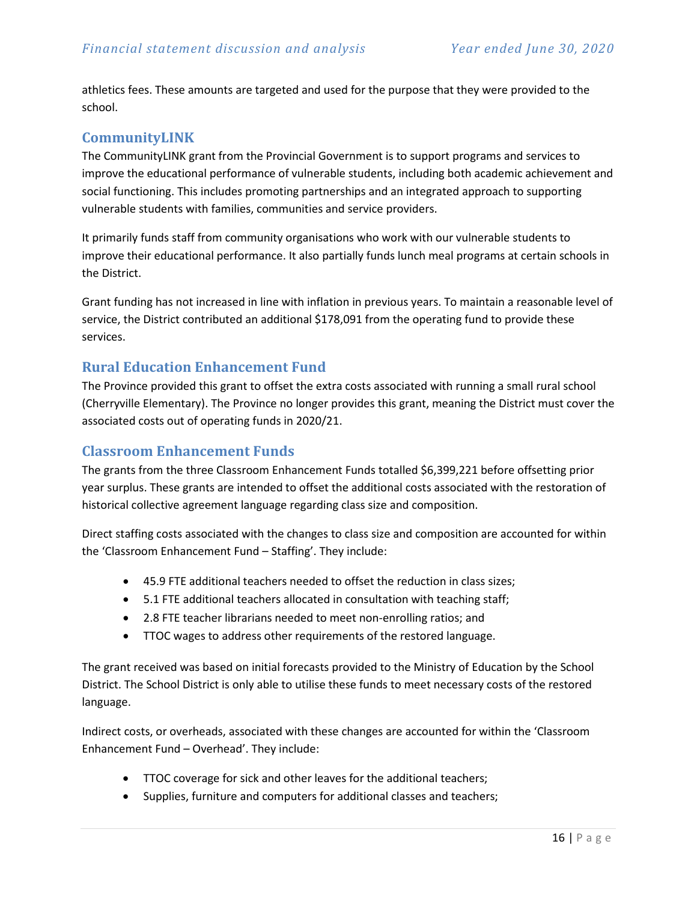athletics fees. These amounts are targeted and used for the purpose that they were provided to the school.

## CommunityLINK

The CommunityLINK grant from the Provincial Government is to support programs and services to improve the educational performance of vulnerable students, including both academic achievement and social functioning. This includes promoting partnerships and an integrated approach to supporting vulnerable students with families, communities and service providers.

It primarily funds staff from community organisations who work with our vulnerable students to improve their educational performance. It also partially funds lunch meal programs at certain schools in the District.

Grant funding has not increased in line with inflation in previous years. To maintain a reasonable level of service, the District contributed an additional $178,091 from the operating fund to provide these services.

## Rural Education Enhancement Fund

The Province provided this grant to offset the extra costs associated with running a small rural school (Cherryville Elementary). The Province no longer provides this grant, meaning the District must cover the associated costs out of operating funds in 2020/21.

## Classroom Enhancement Funds

The grants from the three Classroom Enhancement Funds totalled $6,399,221 before offsetting prior year surplus. These grants are intended to offset the additional costs associated with the restoration of historical collective agreement language regarding class size and composition.

Direct staffing costs associated with the changes to class size and composition are accounted for within the 'Classroom Enhancement Fund – Staffing'. They include:

- 45.9 FTE additional teachers needed to offset the reduction in class sizes;
- 5.1 FTE additional teachers allocated in consultation with teaching staff;
- 2.8 FTE teacher librarians needed to meet non-enrolling ratios; and
- TTOC wages to address other requirements of the restored language.

The grant received was based on initial forecasts provided to the Ministry of Education by the School District. The School District is only able to utilise these funds to meet necessary costs of the restored language.

Indirect costs, or overheads, associated with these changes are accounted for within the 'Classroom Enhancement Fund – Overhead'. They include:

- TTOC coverage for sick and other leaves for the additional teachers;
- Supplies, furniture and computers for additional classes and teachers;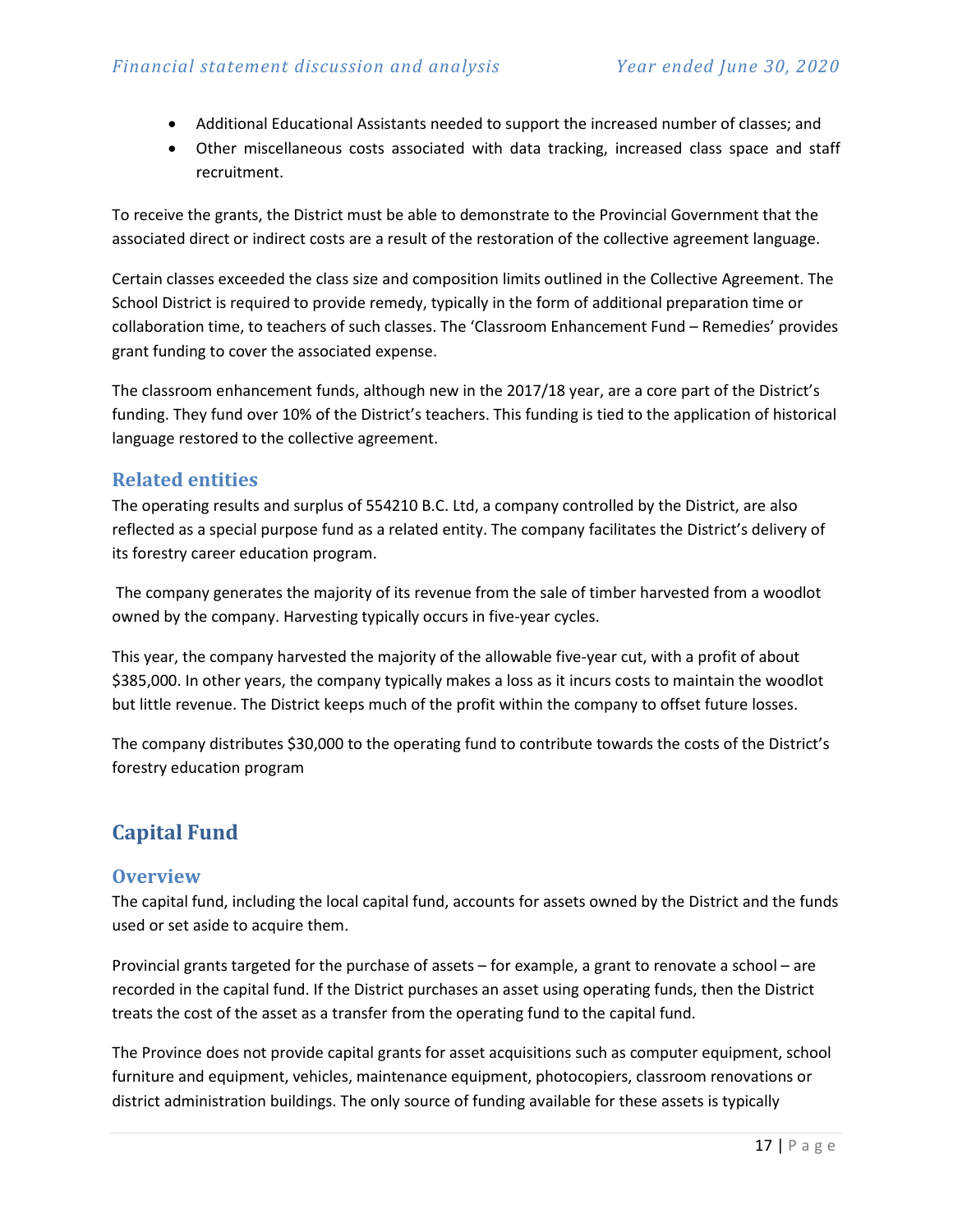- Additional Educational Assistants needed to support the increased number of classes; and
- Other miscellaneous costs associated with data tracking, increased class space and staff recruitment.

To receive the grants, the District must be able to demonstrate to the Provincial Government that the associated direct or indirect costs are a result of the restoration of the collective agreement language.

Certain classes exceeded the class size and composition limits outlined in the Collective Agreement. The School District is required to provide remedy, typically in the form of additional preparation time or collaboration time, to teachers of such classes. The 'Classroom Enhancement Fund – Remedies' provides grant funding to cover the associated expense.

The classroom enhancement funds, although new in the 2017/18 year, are a core part of the District's funding. They fund over 10% of the District's teachers. This funding is tied to the application of historical language restored to the collective agreement.

### Related entities

The operating results and surplus of 554210 B.C. Ltd, a company controlled by the District, are also reflected as a special purpose fund as a related entity. The company facilitates the District's delivery of its forestry career education program.

The company generates the majority of its revenue from the sale of timber harvested from a woodlot owned by the company. Harvesting typically occurs in five-year cycles.

This year, the company harvested the majority of the allowable five-year cut, with a profit of about $385,000. In other years, the company typically makes a loss as it incurs costs to maintain the woodlot but little revenue. The District keeps much of the profit within the company to offset future losses.

The company distributes $30,000 to the operating fund to contribute towards the costs of the District's forestry education program

## Capital Fund

### Overview

The capital fund, including the local capital fund, accounts for assets owned by the District and the funds used or set aside to acquire them.

Provincial grants targeted for the purchase of assets – for example, a grant to renovate a school – are recorded in the capital fund. If the District purchases an asset using operating funds, then the District treats the cost of the asset as a transfer from the operating fund to the capital fund.

The Province does not provide capital grants for asset acquisitions such as computer equipment, school furniture and equipment, vehicles, maintenance equipment, photocopiers, classroom renovations or district administration buildings. The only source of funding available for these assets is typically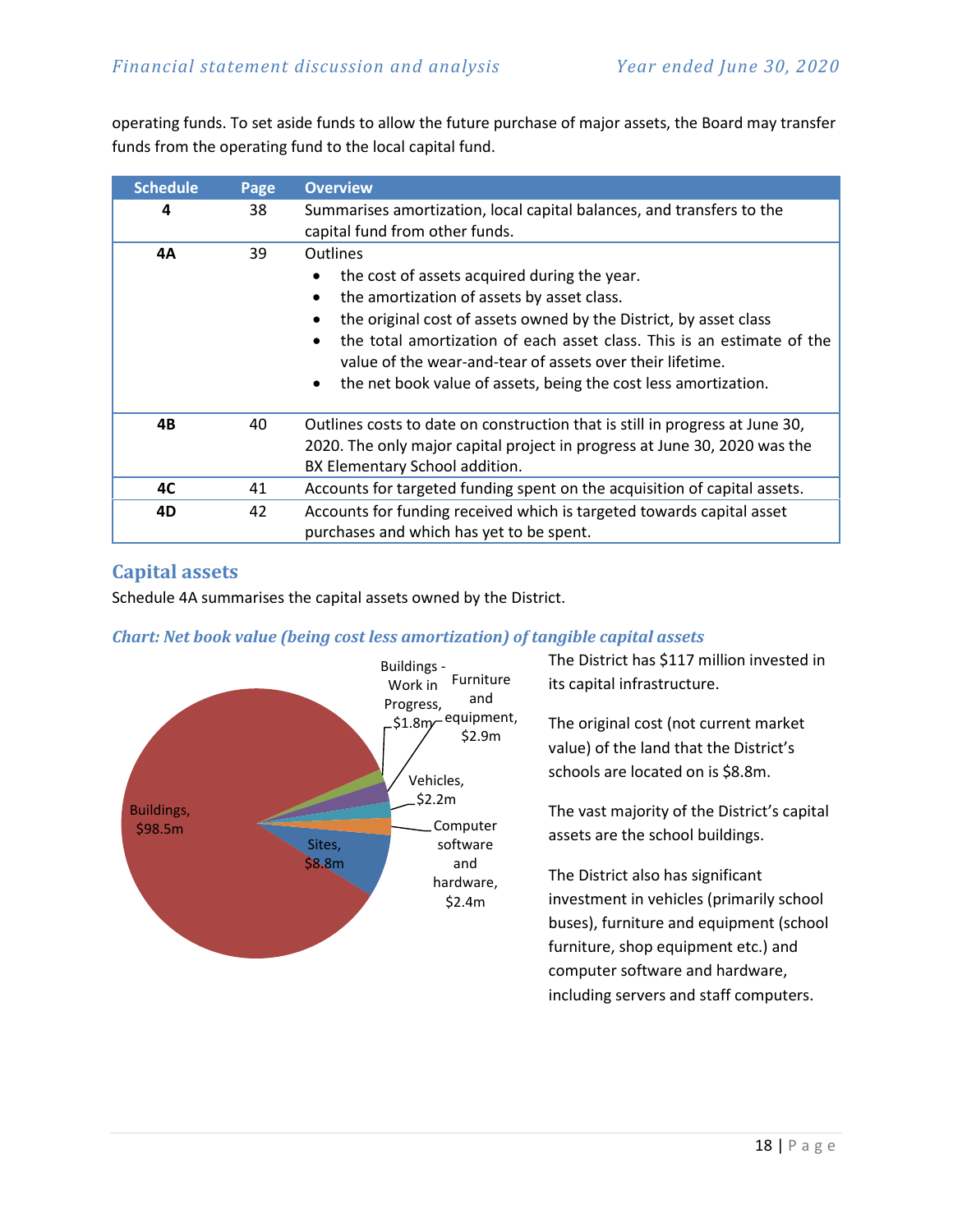operating funds. To set aside funds to allow the future purchase of major assets, the Board may transfer funds from the operating fund to the local capital fund.

| Schedule | Page | Overview |
|---|---|---|
| **4** | 38 | Summarises amortization, local capital balances, and transfers to the capital fund from other funds. |
| **4A** | 39 | Outlines<br>• the cost of assets acquired during the year.<br>• the amortization of assets by asset class.<br>• the original cost of assets owned by the District, by asset class<br>• the total amortization of each asset class. This is an estimate of the value of the wear-and-tear of assets over their lifetime.<br>• the net book value of assets, being the cost less amortization. |
| **4B** | 40 | Outlines costs to date on construction that is still in progress at June 30, 2020. The only major capital project in progress at June 30, 2020 was the BX Elementary School addition. |
| **4C** | 41 | Accounts for targeted funding spent on the acquisition of capital assets. |
| **4D** | 42 | Accounts for funding received which is targeted towards capital asset purchases and which has yet to be spent. |

## Capital assets

Schedule 4A summarises the capital assets owned by the District.

### *Chart: Net book value (being cost less amortization) of tangible capital assets*

Buildings, $98.5m; Sites, $8.8m; Buildings - Work in Progress, $1.8m; Furniture and equipment, $2.9m; Vehicles, $2.2m; Computer software and hardware, $2.4m

The District has $117 million invested in its capital infrastructure.

The original cost (not current market value) of the land that the District's schools are located on is $8.8m.

The vast majority of the District's capital assets are the school buildings.

The District also has significant investment in vehicles (primarily school buses), furniture and equipment (school furniture, shop equipment etc.) and computer software and hardware, including servers and staff computers.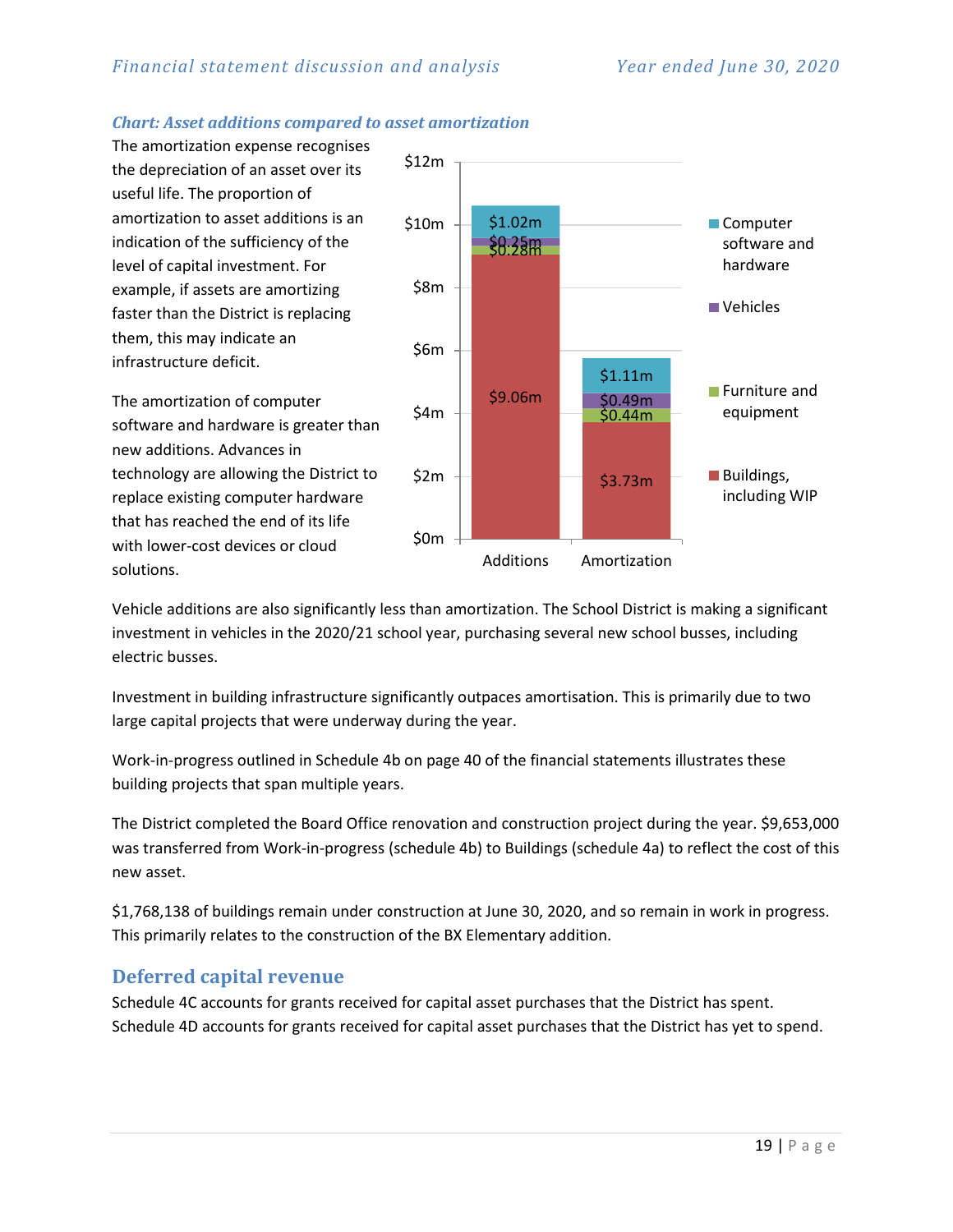### *Chart: Asset additions compared to asset amortization*

The amortization expense recognises the depreciation of an asset over its useful life. The proportion of amortization to asset additions is an indication of the sufficiency of the level of capital investment. For example, if assets are amortizing faster than the District is replacing them, this may indicate an infrastructure deficit.

The amortization of computer software and hardware is greater than new additions. Advances in technology are allowing the District to replace existing computer hardware that has reached the end of its life with lower-cost devices or cloud solutions.

| | Additions | Amortization |
|---|---|---|
| Computer software and hardware | $1.02m | $1.11m |
| Vehicles | $0.25m | $0.49m |
| Furniture and equipment | $0.28m | $0.44m |
| Buildings, including WIP | $9.06m | $3.73m |

Vehicle additions are also significantly less than amortization. The School District is making a significant investment in vehicles in the 2020/21 school year, purchasing several new school busses, including electric busses.

Investment in building infrastructure significantly outpaces amortisation. This is primarily due to two large capital projects that were underway during the year.

Work-in-progress outlined in Schedule 4b on page 40 of the financial statements illustrates these building projects that span multiple years.

The District completed the Board Office renovation and construction project during the year. $9,653,000 was transferred from Work-in-progress (schedule 4b) to Buildings (schedule 4a) to reflect the cost of this new asset.

$1,768,138 of buildings remain under construction at June 30, 2020, and so remain in work in progress. This primarily relates to the construction of the BX Elementary addition.

## Deferred capital revenue

Schedule 4C accounts for grants received for capital asset purchases that the District has spent. Schedule 4D accounts for grants received for capital asset purchases that the District has yet to spend.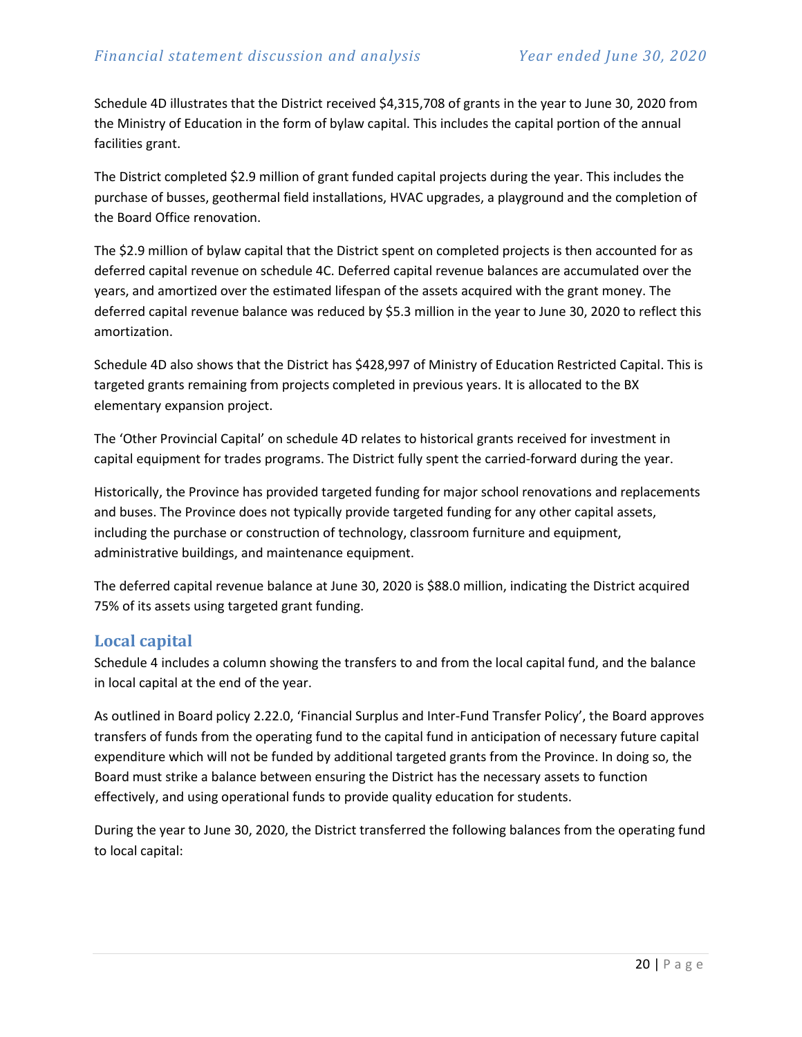Schedule 4D illustrates that the District received $4,315,708 of grants in the year to June 30, 2020 from the Ministry of Education in the form of bylaw capital. This includes the capital portion of the annual facilities grant.

The District completed $2.9 million of grant funded capital projects during the year. This includes the purchase of busses, geothermal field installations, HVAC upgrades, a playground and the completion of the Board Office renovation.

The $2.9 million of bylaw capital that the District spent on completed projects is then accounted for as deferred capital revenue on schedule 4C. Deferred capital revenue balances are accumulated over the years, and amortized over the estimated lifespan of the assets acquired with the grant money. The deferred capital revenue balance was reduced by $5.3 million in the year to June 30, 2020 to reflect this amortization.

Schedule 4D also shows that the District has $428,997 of Ministry of Education Restricted Capital. This is targeted grants remaining from projects completed in previous years. It is allocated to the BX elementary expansion project.

The 'Other Provincial Capital' on schedule 4D relates to historical grants received for investment in capital equipment for trades programs. The District fully spent the carried-forward during the year.

Historically, the Province has provided targeted funding for major school renovations and replacements and buses. The Province does not typically provide targeted funding for any other capital assets, including the purchase or construction of technology, classroom furniture and equipment, administrative buildings, and maintenance equipment.

The deferred capital revenue balance at June 30, 2020 is $88.0 million, indicating the District acquired 75% of its assets using targeted grant funding.

## Local capital

Schedule 4 includes a column showing the transfers to and from the local capital fund, and the balance in local capital at the end of the year.

As outlined in Board policy 2.22.0, 'Financial Surplus and Inter-Fund Transfer Policy', the Board approves transfers of funds from the operating fund to the capital fund in anticipation of necessary future capital expenditure which will not be funded by additional targeted grants from the Province. In doing so, the Board must strike a balance between ensuring the District has the necessary assets to function effectively, and using operational funds to provide quality education for students.

During the year to June 30, 2020, the District transferred the following balances from the operating fund to local capital: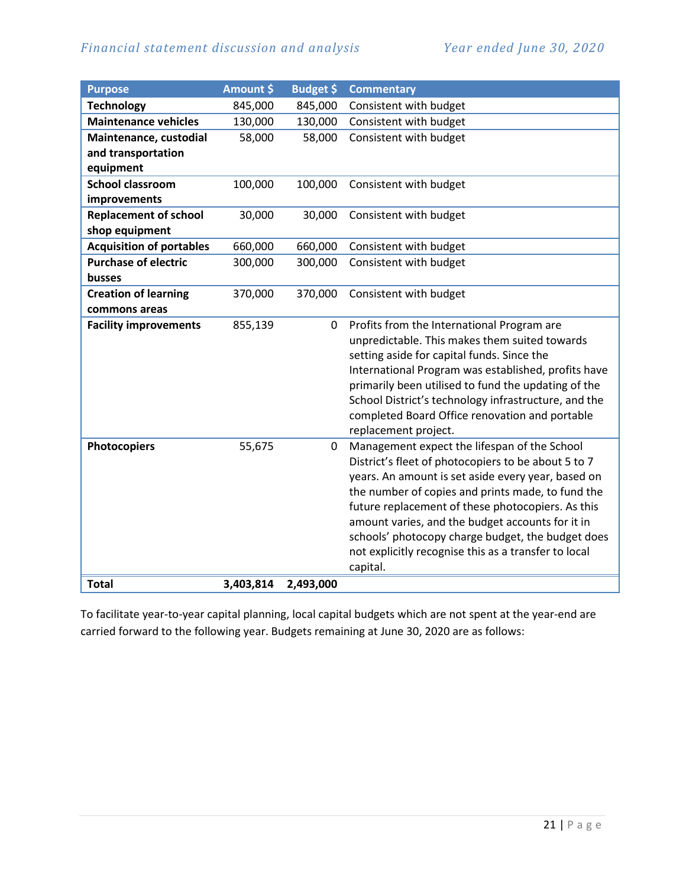| Purpose | Amount $ | Budget $ | Commentary |
| --- | --- | --- | --- |
| **Technology** | 845,000 | 845,000 | Consistent with budget |
| **Maintenance vehicles** | 130,000 | 130,000 | Consistent with budget |
| **Maintenance, custodial and transportation equipment** | 58,000 | 58,000 | Consistent with budget |
| **School classroom improvements** | 100,000 | 100,000 | Consistent with budget |
| **Replacement of school shop equipment** | 30,000 | 30,000 | Consistent with budget |
| **Acquisition of portables** | 660,000 | 660,000 | Consistent with budget |
| **Purchase of electric busses** | 300,000 | 300,000 | Consistent with budget |
| **Creation of learning commons areas** | 370,000 | 370,000 | Consistent with budget |
| **Facility improvements** | 855,139 | 0 | Profits from the International Program are unpredictable. This makes them suited towards setting aside for capital funds. Since the International Program was established, profits have primarily been utilised to fund the updating of the School District's technology infrastructure, and the completed Board Office renovation and portable replacement project. |
| **Photocopiers** | 55,675 | 0 | Management expect the lifespan of the School District's fleet of photocopiers to be about 5 to 7 years. An amount is set aside every year, based on the number of copies and prints made, to fund the future replacement of these photocopiers. As this amount varies, and the budget accounts for it in schools' photocopy charge budget, the budget does not explicitly recognise this as a transfer to local capital. |
| **Total** | **3,403,814** | **2,493,000** | |

To facilitate year-to-year capital planning, local capital budgets which are not spent at the year-end are carried forward to the following year. Budgets remaining at June 30, 2020 are as follows: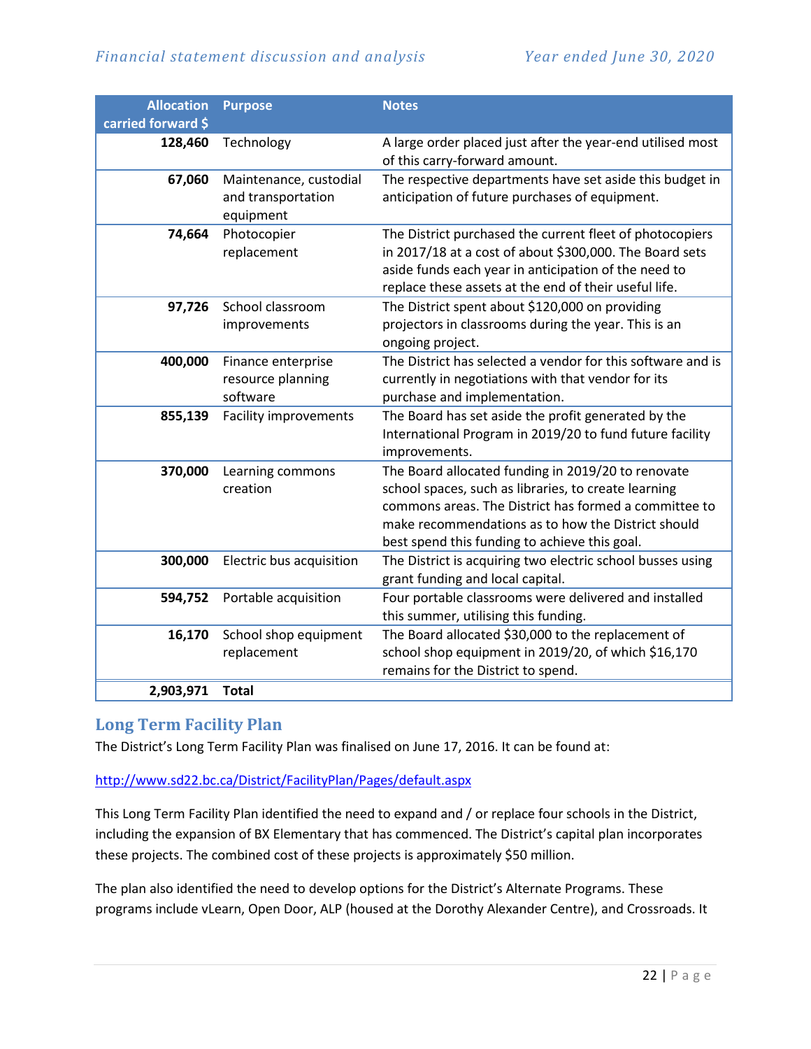| Allocation carried forward $ | Purpose | Notes |
|---|---|---|
| 128,460 | Technology | A large order placed just after the year-end utilised most of this carry-forward amount. |
| 67,060 | Maintenance, custodial and transportation equipment | The respective departments have set aside this budget in anticipation of future purchases of equipment. |
| 74,664 | Photocopier replacement | The District purchased the current fleet of photocopiers in 2017/18 at a cost of about $300,000. The Board sets aside funds each year in anticipation of the need to replace these assets at the end of their useful life. |
| 97,726 | School classroom improvements | The District spent about $120,000 on providing projectors in classrooms during the year. This is an ongoing project. |
| 400,000 | Finance enterprise resource planning software | The District has selected a vendor for this software and is currently in negotiations with that vendor for its purchase and implementation. |
| 855,139 | Facility improvements | The Board has set aside the profit generated by the International Program in 2019/20 to fund future facility improvements. |
| 370,000 | Learning commons creation | The Board allocated funding in 2019/20 to renovate school spaces, such as libraries, to create learning commons areas. The District has formed a committee to make recommendations as to how the District should best spend this funding to achieve this goal. |
| 300,000 | Electric bus acquisition | The District is acquiring two electric school busses using grant funding and local capital. |
| 594,752 | Portable acquisition | Four portable classrooms were delivered and installed this summer, utilising this funding. |
| 16,170 | School shop equipment replacement | The Board allocated $30,000 to the replacement of school shop equipment in 2019/20, of which $16,170 remains for the District to spend. |
| **2,903,971** | **Total** | |

## Long Term Facility Plan

The District's Long Term Facility Plan was finalised on June 17, 2016. It can be found at:

http://www.sd22.bc.ca/District/FacilityPlan/Pages/default.aspx

This Long Term Facility Plan identified the need to expand and / or replace four schools in the District, including the expansion of BX Elementary that has commenced. The District's capital plan incorporates these projects. The combined cost of these projects is approximately $50 million.

The plan also identified the need to develop options for the District's Alternate Programs. These programs include vLearn, Open Door, ALP (housed at the Dorothy Alexander Centre), and Crossroads. It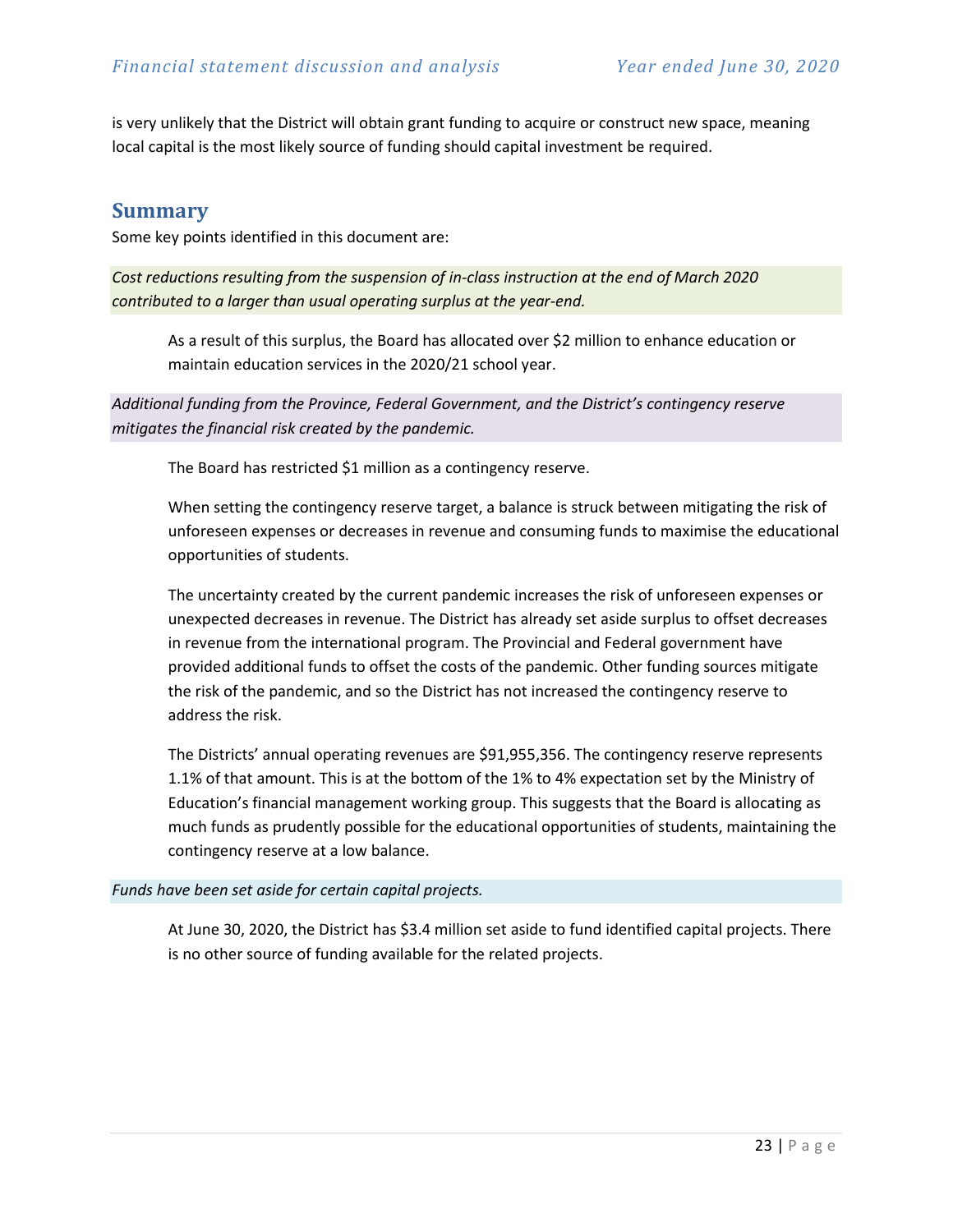is very unlikely that the District will obtain grant funding to acquire or construct new space, meaning local capital is the most likely source of funding should capital investment be required.

## Summary

Some key points identified in this document are:

*Cost reductions resulting from the suspension of in-class instruction at the end of March 2020 contributed to a larger than usual operating surplus at the year-end.*

As a result of this surplus, the Board has allocated over $2 million to enhance education or maintain education services in the 2020/21 school year.

*Additional funding from the Province, Federal Government, and the District's contingency reserve mitigates the financial risk created by the pandemic.*

The Board has restricted $1 million as a contingency reserve.

When setting the contingency reserve target, a balance is struck between mitigating the risk of unforeseen expenses or decreases in revenue and consuming funds to maximise the educational opportunities of students.

The uncertainty created by the current pandemic increases the risk of unforeseen expenses or unexpected decreases in revenue. The District has already set aside surplus to offset decreases in revenue from the international program. The Provincial and Federal government have provided additional funds to offset the costs of the pandemic. Other funding sources mitigate the risk of the pandemic, and so the District has not increased the contingency reserve to address the risk.

The Districts' annual operating revenues are $91,955,356. The contingency reserve represents 1.1% of that amount. This is at the bottom of the 1% to 4% expectation set by the Ministry of Education's financial management working group. This suggests that the Board is allocating as much funds as prudently possible for the educational opportunities of students, maintaining the contingency reserve at a low balance.

*Funds have been set aside for certain capital projects.*

At June 30, 2020, the District has $3.4 million set aside to fund identified capital projects. There is no other source of funding available for the related projects.